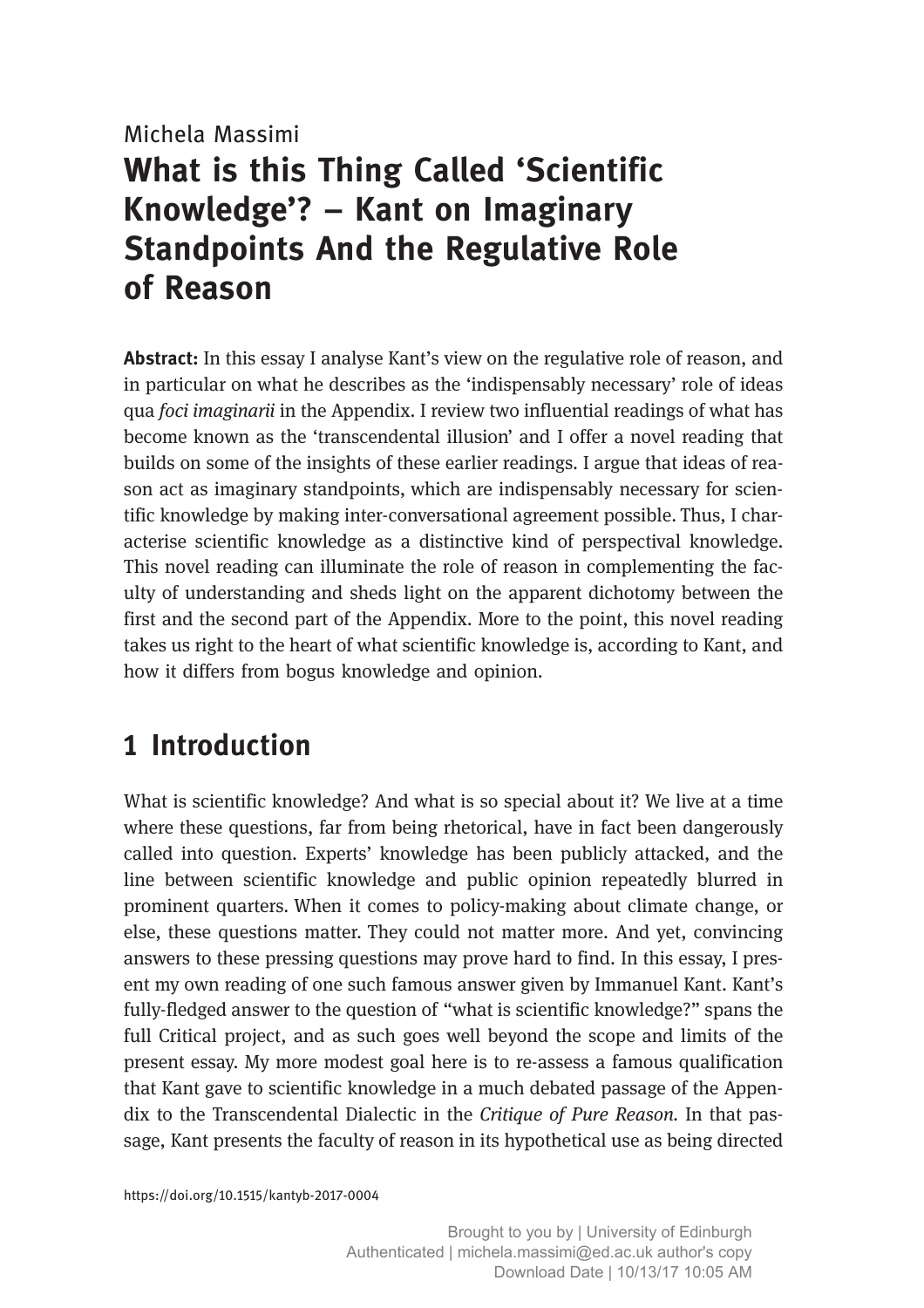Michela Massimi

# What is this Thing Called 'Scientific Knowledge'? – Kant on Imaginary Standpoints And the Regulative Role of Reason

**Abstract:** In this essay I analyse Kant's view on the regulative role of reason, and in particular on what he describes as the 'indispensably necessary' role of ideas qua *foci imaginarii* in the Appendix. I review two influential readings of what has become known as the 'transcendental illusion' and I offer a novel reading that builds on some of the insights of these earlier readings. I argue that ideas of reason act as imaginary standpoints, which are indispensably necessary for scientific knowledge by making inter-conversational agreement possible. Thus, I characterise scientific knowledge as a distinctive kind of perspectival knowledge. This novel reading can illuminate the role of reason in complementing the faculty of understanding and sheds light on the apparent dichotomy between the first and the second part of the Appendix. More to the point, this novel reading takes us right to the heart of what scientific knowledge is, according to Kant, and how it differs from bogus knowledge and opinion.

## 1 Introduction

What is scientific knowledge? And what is so special about it? We live at a time where these questions, far from being rhetorical, have in fact been dangerously called into question. Experts' knowledge has been publicly attacked, and the line between scientific knowledge and public opinion repeatedly blurred in prominent quarters. When it comes to policy-making about climate change, or else, these questions matter. They could not matter more. And yet, convincing answers to these pressing questions may prove hard to find. In this essay, I present my own reading of one such famous answer given by Immanuel Kant. Kant's fully-fledged answer to the question of "what is scientific knowledge?" spans the full Critical project, and as such goes well beyond the scope and limits of the present essay. My more modest goal here is to re-assess a famous qualification that Kant gave to scientific knowledge in a much debated passage of the Appendix to the Transcendental Dialectic in the *Critique of Pure Reason*. In that passage, Kant presents the faculty of reason in its hypothetical use as being directed

https://doi.org/10.1515/kantyb-2017-0004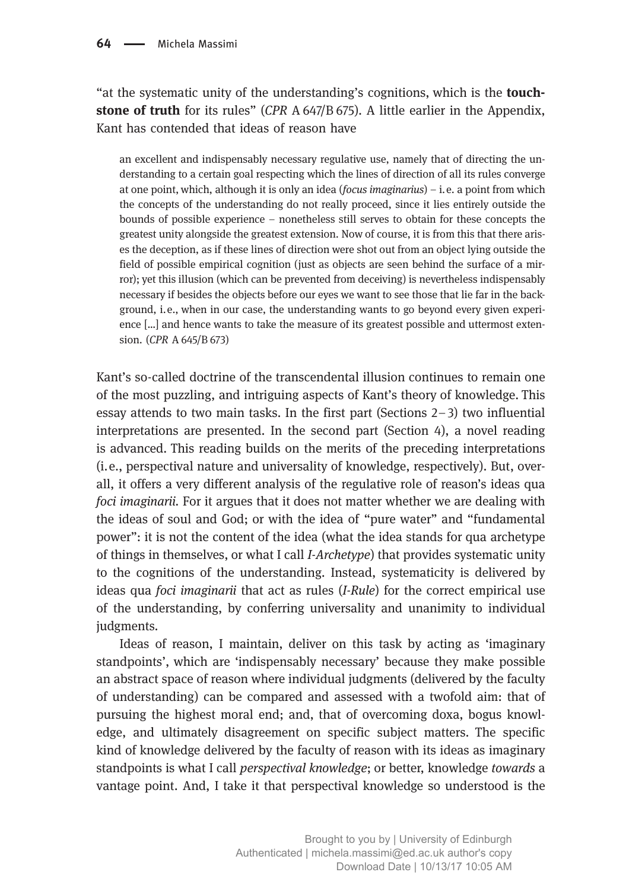"at the systematic unity of the understanding's cognitions, which is the **touchstone of truth** for its rules" (*CPR* A 647/B 675). A little earlier in the Appendix, Kant has contended that ideas of reason have

> an excellent and indispensably necessary regulative use, namely that of directing the understanding to a certain goal respecting which the lines of direction of all its rules converge at one point, which, although it is only an idea (*focus imaginarius*) – i. e. a point from which the concepts of the understanding do not really proceed, since it lies entirely outside the bounds of possible experience – nonetheless still serves to obtain for these concepts the greatest unity alongside the greatest extension. Now of course, it is from this that there arises the deception, as if these lines of direction were shot out from an object lying outside the field of possible empirical cognition (just as objects are seen behind the surface of a mirror); yet this illusion (which can be prevented from deceiving) is nevertheless indispensably necessary if besides the objects before our eyes we want to see those that lie far in the background, i. e., when in our case, the understanding wants to go beyond every given experience [...] and hence wants to take the measure of its greatest possible and uttermost extension. (*CPR* A 645/B 673)

Kant's so-called doctrine of the transcendental illusion continues to remain one of the most puzzling, and intriguing aspects of Kant's theory of knowledge. This essay attends to two main tasks. In the first part (Sections 2–3) two influential interpretations are presented. In the second part (Section 4), a novel reading is advanced. This reading builds on the merits of the preceding interpretations (i. e., perspectival nature and universality of knowledge, respectively). But, overall, it offers a very different analysis of the regulative role of reason's ideas qua *foci imaginarii*. For it argues that it does not matter whether we are dealing with the ideas of soul and God; or with the idea of "pure water" and "fundamental power": it is not the content of the idea (what the idea stands for qua archetype of things in themselves, or what I call *I-Archetype*) that provides systematic unity to the cognitions of the understanding. Instead, systematicity is delivered by ideas qua *foci imaginarii* that act as rules (*I-Rule*) for the correct empirical use of the understanding, by conferring universality and unanimity to individual judgments.

Ideas of reason, I maintain, deliver on this task by acting as 'imaginary standpoints', which are 'indispensably necessary' because they make possible an abstract space of reason where individual judgments (delivered by the faculty of understanding) can be compared and assessed with a twofold aim: that of pursuing the highest moral end; and, that of overcoming doxa, bogus knowledge, and ultimately disagreement on specific subject matters. The specific kind of knowledge delivered by the faculty of reason with its ideas as imaginary standpoints is what I call *perspectival knowledge*; or better, knowledge *towards* a vantage point. And, I take it that perspectival knowledge so understood is the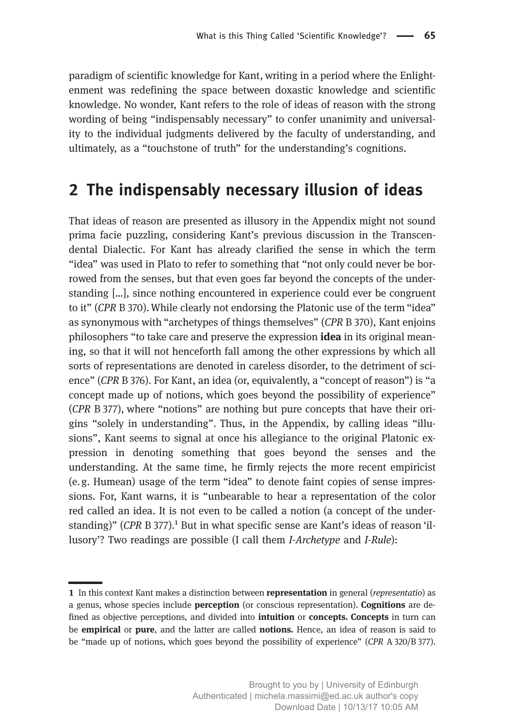paradigm of scientific knowledge for Kant, writing in a period where the Enlightenment was redefining the space between doxastic knowledge and scientific knowledge. No wonder, Kant refers to the role of ideas of reason with the strong wording of being "indispensably necessary" to confer unanimity and universality to the individual judgments delivered by the faculty of understanding, and ultimately, as a "touchstone of truth" for the understanding's cognitions.

## 2 The indispensably necessary illusion of ideas

That ideas of reason are presented as illusory in the Appendix might not sound prima facie puzzling, considering Kant's previous discussion in the Transcendental Dialectic. For Kant has already clarified the sense in which the term "idea" was used in Plato to refer to something that "not only could never be borrowed from the senses, but that even goes far beyond the concepts of the understanding [...], since nothing encountered in experience could ever be congruent to it" (*CPR* B 370). While clearly not endorsing the Platonic use of the term "idea" as synonymous with "archetypes of things themselves" (*CPR* B 370), Kant enjoins philosophers "to take care and preserve the expression **idea** in its original meaning, so that it will not henceforth fall among the other expressions by which all sorts of representations are denoted in careless disorder, to the detriment of science" (*CPR* B 376). For Kant, an idea (or, equivalently, a "concept of reason") is "a concept made up of notions, which goes beyond the possibility of experience" (*CPR* B 377), where "notions" are nothing but pure concepts that have their origins "solely in understanding". Thus, in the Appendix, by calling ideas "illusions", Kant seems to signal at once his allegiance to the original Platonic expression in denoting something that goes beyond the senses and the understanding. At the same time, he firmly rejects the more recent empiricist (e.g. Humean) usage of the term "idea" to denote faint copies of sense impressions. For, Kant warns, it is "unbearable to hear a representation of the color red called an idea. It is not even to be called a notion (a concept of the understanding)" (*CPR* B 377).[1] But in what specific sense are Kant's ideas of reason 'illusory'? Two readings are possible (I call them *I-Archetype* and *I-Rule*):

---

1 In this context Kant makes a distinction between **representation** in general (*representatio*) as a genus, whose species include **perception** (or conscious representation). **Cognitions** are defined as objective perceptions, and divided into **intuition** or **concepts. Concepts** in turn can be **empirical** or **pure**, and the latter are called **notions.** Hence, an idea of reason is said to be "made up of notions, which goes beyond the possibility of experience" (*CPR* A 320/B 377).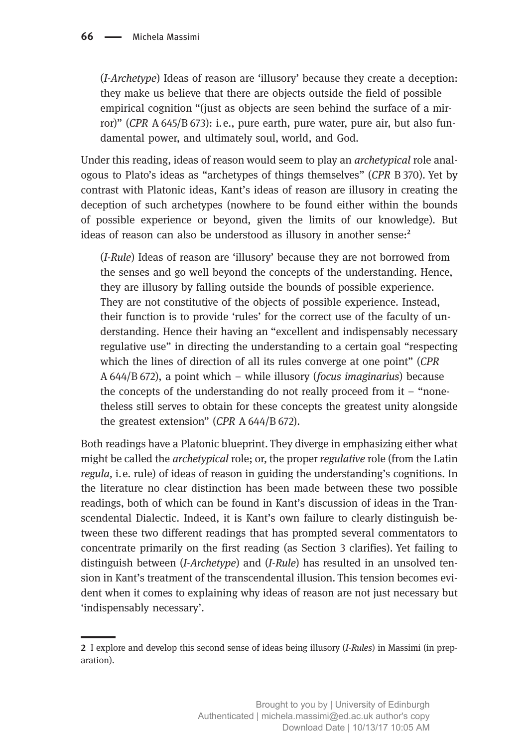(*I-Archetype*) Ideas of reason are 'illusory' because they create a deception: they make us believe that there are objects outside the field of possible empirical cognition "(just as objects are seen behind the surface of a mirror)" (*CPR* A 645/B 673): i.e., pure earth, pure water, pure air, but also fundamental power, and ultimately soul, world, and God.

Under this reading, ideas of reason would seem to play an *archetypical* role analogous to Plato's ideas as "archetypes of things themselves" (*CPR* B 370). Yet by contrast with Platonic ideas, Kant's ideas of reason are illusory in creating the deception of such archetypes (nowhere to be found either within the bounds of possible experience or beyond, given the limits of our knowledge). But ideas of reason can also be understood as illusory in another sense:[2]

(*I-Rule*) Ideas of reason are 'illusory' because they are not borrowed from the senses and go well beyond the concepts of the understanding. Hence, they are illusory by falling outside the bounds of possible experience. They are not constitutive of the objects of possible experience. Instead, their function is to provide 'rules' for the correct use of the faculty of understanding. Hence their having an "excellent and indispensably necessary regulative use" in directing the understanding to a certain goal "respecting which the lines of direction of all its rules converge at one point" (*CPR* A 644/B 672), a point which – while illusory (*focus imaginarius*) because the concepts of the understanding do not really proceed from it – "nonetheless still serves to obtain for these concepts the greatest unity alongside the greatest extension" (*CPR* A 644/B 672).

Both readings have a Platonic blueprint. They diverge in emphasizing either what might be called the *archetypical* role; or, the proper *regulative* role (from the Latin *regula,* i.e. rule) of ideas of reason in guiding the understanding's cognitions. In the literature no clear distinction has been made between these two possible readings, both of which can be found in Kant's discussion of ideas in the Transcendental Dialectic. Indeed, it is Kant's own failure to clearly distinguish between these two different readings that has prompted several commentators to concentrate primarily on the first reading (as Section 3 clarifies). Yet failing to distinguish between (*I-Archetype*) and (*I-Rule*) has resulted in an unsolved tension in Kant's treatment of the transcendental illusion. This tension becomes evident when it comes to explaining why ideas of reason are not just necessary but 'indispensably necessary'.

---

2 I explore and develop this second sense of ideas being illusory (*I-Rules*) in Massimi (in preparation).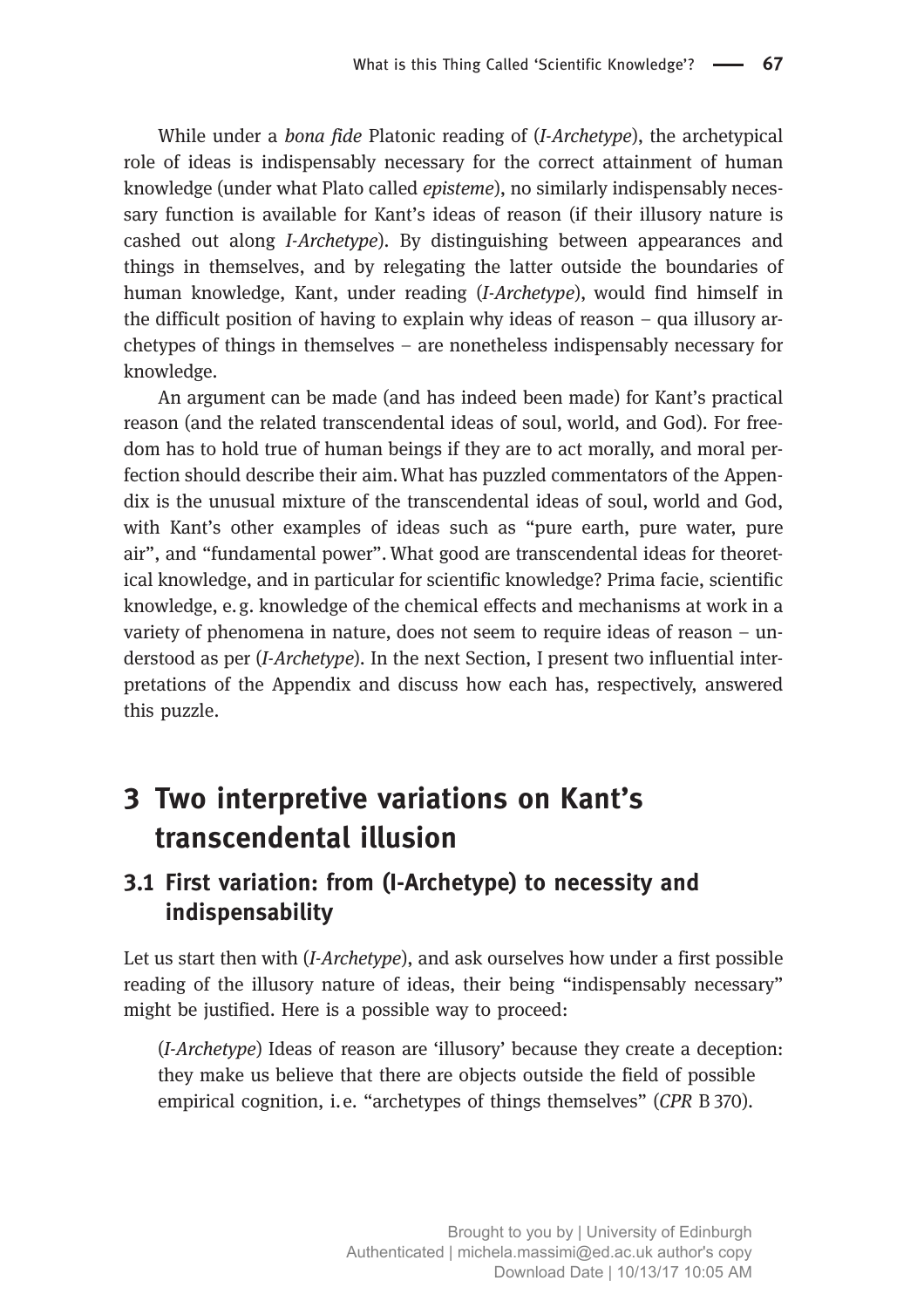While under a *bona fide* Platonic reading of (*I-Archetype*), the archetypical role of ideas is indispensably necessary for the correct attainment of human knowledge (under what Plato called *episteme*), no similarly indispensably necessary function is available for Kant's ideas of reason (if their illusory nature is cashed out along *I-Archetype*). By distinguishing between appearances and things in themselves, and by relegating the latter outside the boundaries of human knowledge, Kant, under reading (*I-Archetype*), would find himself in the difficult position of having to explain why ideas of reason – qua illusory archetypes of things in themselves – are nonetheless indispensably necessary for knowledge.

An argument can be made (and has indeed been made) for Kant's practical reason (and the related transcendental ideas of soul, world, and God). For freedom has to hold true of human beings if they are to act morally, and moral perfection should describe their aim. What has puzzled commentators of the Appendix is the unusual mixture of the transcendental ideas of soul, world and God, with Kant's other examples of ideas such as "pure earth, pure water, pure air", and "fundamental power". What good are transcendental ideas for theoretical knowledge, and in particular for scientific knowledge? Prima facie, scientific knowledge, e. g. knowledge of the chemical effects and mechanisms at work in a variety of phenomena in nature, does not seem to require ideas of reason – understood as per (*I-Archetype*). In the next Section, I present two influential interpretations of the Appendix and discuss how each has, respectively, answered this puzzle.

# 3 Two interpretive variations on Kant's transcendental illusion

## 3.1 First variation: from (I-Archetype) to necessity and indispensability

Let us start then with (*I-Archetype*), and ask ourselves how under a first possible reading of the illusory nature of ideas, their being "indispensably necessary" might be justified. Here is a possible way to proceed:

> (*I-Archetype*) Ideas of reason are 'illusory' because they create a deception: they make us believe that there are objects outside the field of possible empirical cognition, i. e. "archetypes of things themselves" (*CPR* B 370).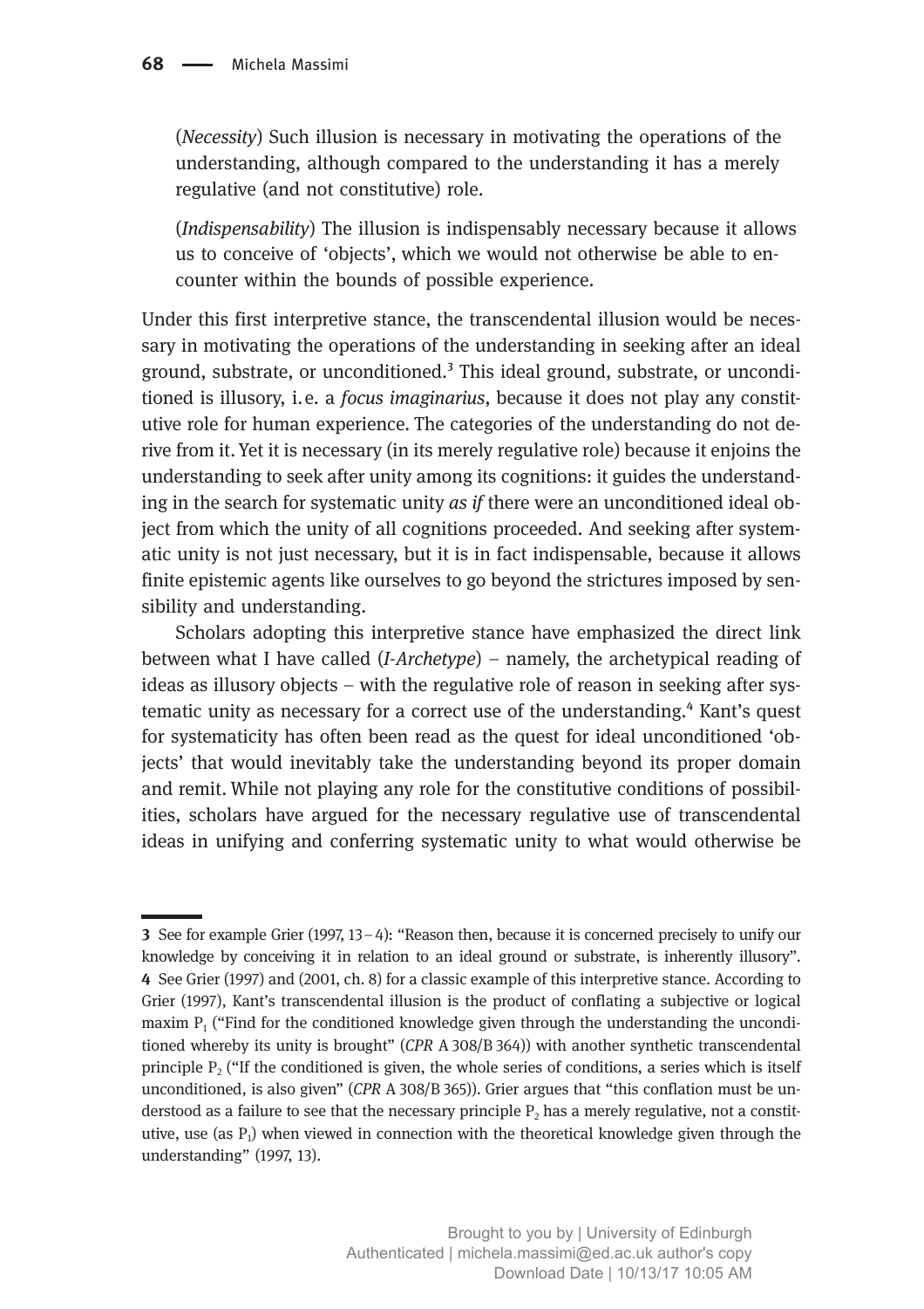(*Necessity*) Such illusion is necessary in motivating the operations of the understanding, although compared to the understanding it has a merely regulative (and not constitutive) role.

(*Indispensability*) The illusion is indispensably necessary because it allows us to conceive of 'objects', which we would not otherwise be able to encounter within the bounds of possible experience.

Under this first interpretive stance, the transcendental illusion would be necessary in motivating the operations of the understanding in seeking after an ideal ground, substrate, or unconditioned.[3] This ideal ground, substrate, or unconditioned is illusory, i. e. a *focus imaginarius*, because it does not play any constitutive role for human experience. The categories of the understanding do not derive from it. Yet it is necessary (in its merely regulative role) because it enjoins the understanding to seek after unity among its cognitions: it guides the understanding in the search for systematic unity *as if* there were an unconditioned ideal object from which the unity of all cognitions proceeded. And seeking after systematic unity is not just necessary, but it is in fact indispensable, because it allows finite epistemic agents like ourselves to go beyond the strictures imposed by sensibility and understanding.

Scholars adopting this interpretive stance have emphasized the direct link between what I have called (*I-Archetype*) – namely, the archetypical reading of ideas as illusory objects – with the regulative role of reason in seeking after systematic unity as necessary for a correct use of the understanding.[4] Kant's quest for systematicity has often been read as the quest for ideal unconditioned 'objects' that would inevitably take the understanding beyond its proper domain and remit. While not playing any role for the constitutive conditions of possibilities, scholars have argued for the necessary regulative use of transcendental ideas in unifying and conferring systematic unity to what would otherwise be

---

**3** See for example Grier (1997, 13–4): "Reason then, because it is concerned precisely to unify our knowledge by conceiving it in relation to an ideal ground or substrate, is inherently illusory".

**4** See Grier (1997) and (2001, ch. 8) for a classic example of this interpretive stance. According to Grier (1997), Kant's transcendental illusion is the product of conflating a subjective or logical maxim $P_1$ ("Find for the conditioned knowledge given through the understanding the unconditioned whereby its unity is brought" (*CPR* A 308/B 364)) with another synthetic transcendental principle $P_2$ ("If the conditioned is given, the whole series of conditions, a series which is itself unconditioned, is also given" (*CPR* A 308/B 365)). Grier argues that "this conflation must be understood as a failure to see that the necessary principle $P_2$ has a merely regulative, not a constitutive, use (as $P_1$) when viewed in connection with the theoretical knowledge given through the understanding" (1997, 13).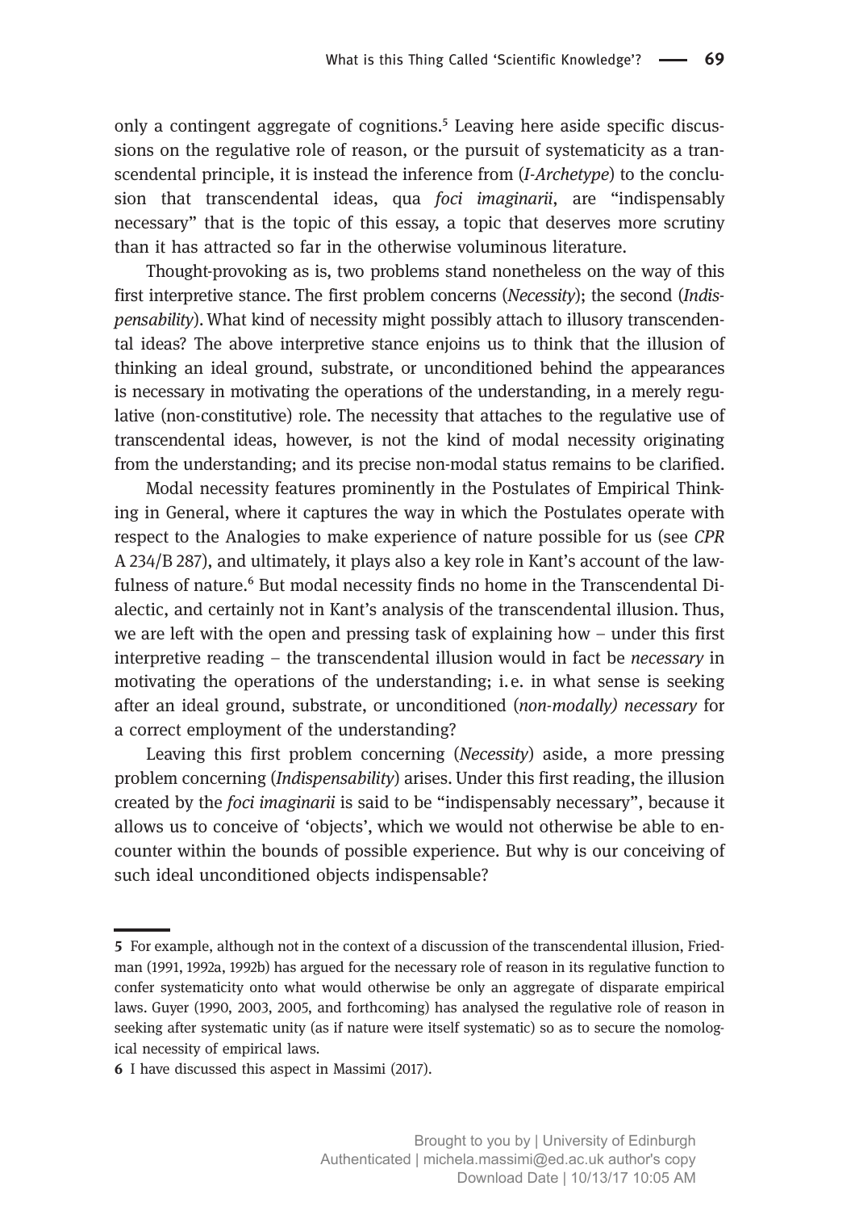only a contingent aggregate of cognitions.[5] Leaving here aside specific discussions on the regulative role of reason, or the pursuit of systematicity as a transcendental principle, it is instead the inference from (*I-Archetype*) to the conclusion that transcendental ideas, qua *foci imaginarii*, are "indispensably necessary" that is the topic of this essay, a topic that deserves more scrutiny than it has attracted so far in the otherwise voluminous literature.

Thought-provoking as is, two problems stand nonetheless on the way of this first interpretive stance. The first problem concerns (*Necessity*); the second (*Indispensability*). What kind of necessity might possibly attach to illusory transcendental ideas? The above interpretive stance enjoins us to think that the illusion of thinking an ideal ground, substrate, or unconditioned behind the appearances is necessary in motivating the operations of the understanding, in a merely regulative (non-constitutive) role. The necessity that attaches to the regulative use of transcendental ideas, however, is not the kind of modal necessity originating from the understanding; and its precise non-modal status remains to be clarified.

Modal necessity features prominently in the Postulates of Empirical Thinking in General, where it captures the way in which the Postulates operate with respect to the Analogies to make experience of nature possible for us (see *CPR* A 234/B 287), and ultimately, it plays also a key role in Kant's account of the lawfulness of nature.[6] But modal necessity finds no home in the Transcendental Dialectic, and certainly not in Kant's analysis of the transcendental illusion. Thus, we are left with the open and pressing task of explaining how – under this first interpretive reading – the transcendental illusion would in fact be *necessary* in motivating the operations of the understanding; i.e. in what sense is seeking after an ideal ground, substrate, or unconditioned (*non-modally) necessary* for a correct employment of the understanding?

Leaving this first problem concerning (*Necessity*) aside, a more pressing problem concerning (*Indispensability*) arises. Under this first reading, the illusion created by the *foci imaginarii* is said to be "indispensably necessary", because it allows us to conceive of 'objects', which we would not otherwise be able to encounter within the bounds of possible experience. But why is our conceiving of such ideal unconditioned objects indispensable?

---

**5** For example, although not in the context of a discussion of the transcendental illusion, Friedman (1991, 1992a, 1992b) has argued for the necessary role of reason in its regulative function to confer systematicity onto what would otherwise be only an aggregate of disparate empirical laws. Guyer (1990, 2003, 2005, and forthcoming) has analysed the regulative role of reason in seeking after systematic unity (as if nature were itself systematic) so as to secure the nomological necessity of empirical laws.

**6** I have discussed this aspect in Massimi (2017).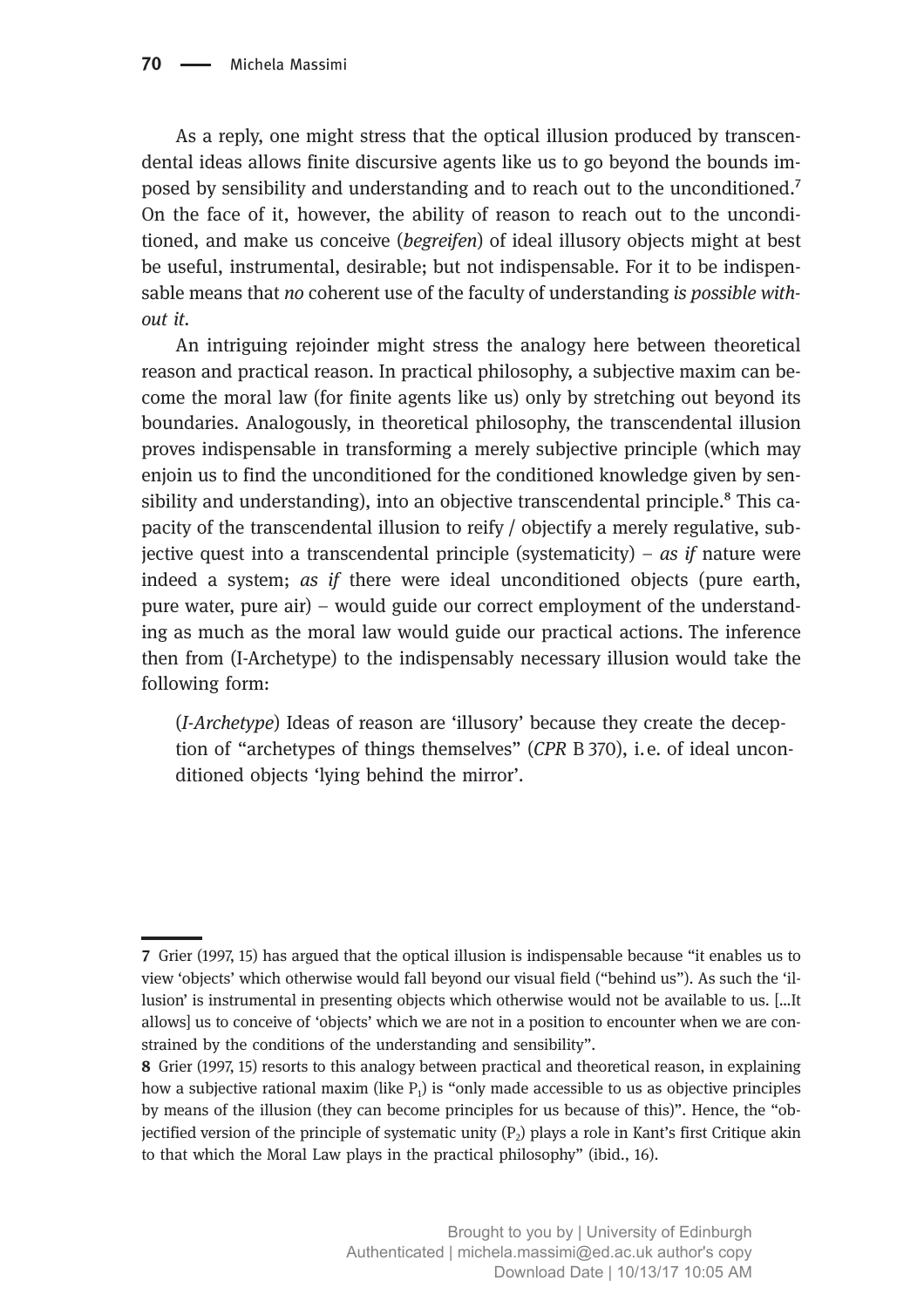As a reply, one might stress that the optical illusion produced by transcendental ideas allows finite discursive agents like us to go beyond the bounds imposed by sensibility and understanding and to reach out to the unconditioned.[7] On the face of it, however, the ability of reason to reach out to the unconditioned, and make us conceive (*begreifen*) of ideal illusory objects might at best be useful, instrumental, desirable; but not indispensable. For it to be indispensable means that *no* coherent use of the faculty of understanding *is possible without it*.

An intriguing rejoinder might stress the analogy here between theoretical reason and practical reason. In practical philosophy, a subjective maxim can become the moral law (for finite agents like us) only by stretching out beyond its boundaries. Analogously, in theoretical philosophy, the transcendental illusion proves indispensable in transforming a merely subjective principle (which may enjoin us to find the unconditioned for the conditioned knowledge given by sensibility and understanding), into an objective transcendental principle.[8] This capacity of the transcendental illusion to reify / objectify a merely regulative, subjective quest into a transcendental principle (systematicity) – *as if* nature were indeed a system; *as if* there were ideal unconditioned objects (pure earth, pure water, pure air) – would guide our correct employment of the understanding as much as the moral law would guide our practical actions. The inference then from (I-Archetype) to the indispensably necessary illusion would take the following form:

> (*I-Archetype*) Ideas of reason are 'illusory' because they create the deception of "archetypes of things themselves" (*CPR* B 370), i.e. of ideal unconditioned objects 'lying behind the mirror'.

---

**7** Grier (1997, 15) has argued that the optical illusion is indispensable because "it enables us to view 'objects' which otherwise would fall beyond our visual field ("behind us"). As such the 'illusion' is instrumental in presenting objects which otherwise would not be available to us. [...It allows] us to conceive of 'objects' which we are not in a position to encounter when we are constrained by the conditions of the understanding and sensibility".

**8** Grier (1997, 15) resorts to this analogy between practical and theoretical reason, in explaining how a subjective rational maxim (like $P_1$) is "only made accessible to us as objective principles by means of the illusion (they can become principles for us because of this)". Hence, the "objectified version of the principle of systematic unity ($P_2$) plays a role in Kant's first Critique akin to that which the Moral Law plays in the practical philosophy" (ibid., 16).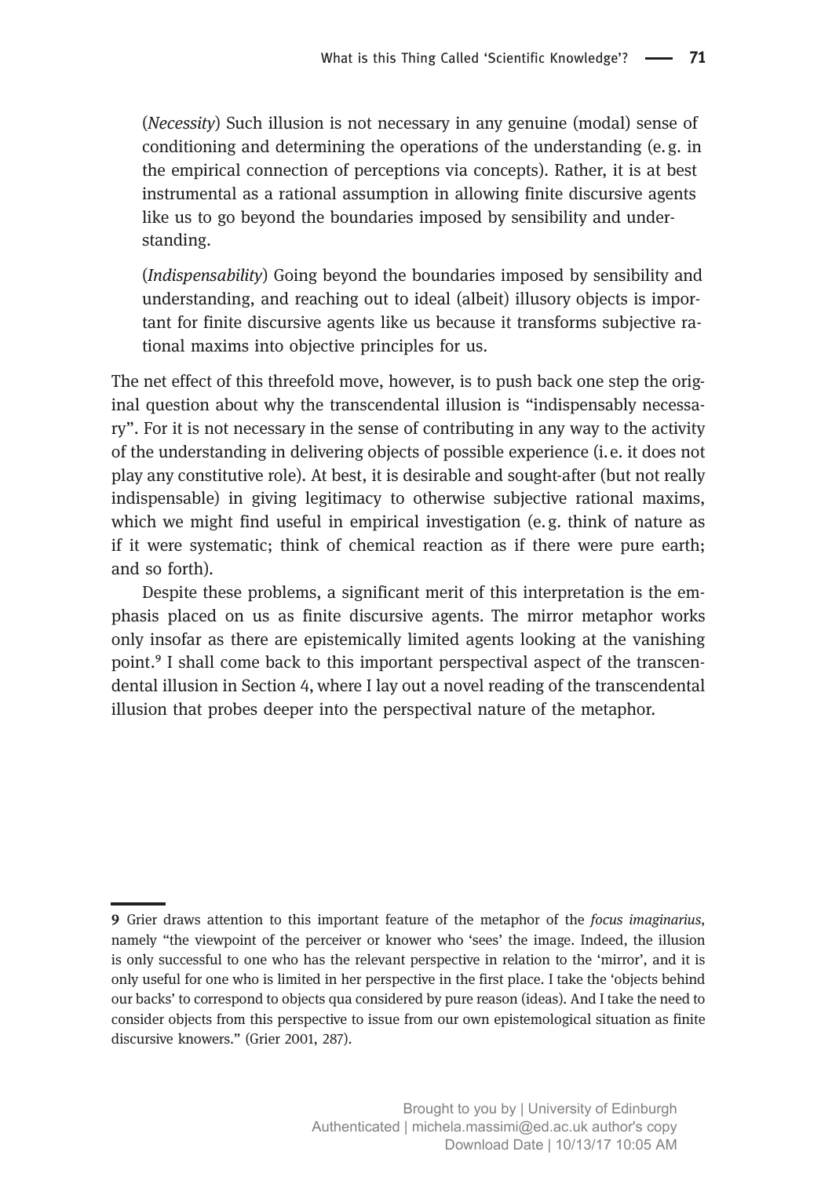(*Necessity*) Such illusion is not necessary in any genuine (modal) sense of conditioning and determining the operations of the understanding (e.g. in the empirical connection of perceptions via concepts). Rather, it is at best instrumental as a rational assumption in allowing finite discursive agents like us to go beyond the boundaries imposed by sensibility and understanding.

(*Indispensability*) Going beyond the boundaries imposed by sensibility and understanding, and reaching out to ideal (albeit) illusory objects is important for finite discursive agents like us because it transforms subjective rational maxims into objective principles for us.

The net effect of this threefold move, however, is to push back one step the original question about why the transcendental illusion is "indispensably necessary". For it is not necessary in the sense of contributing in any way to the activity of the understanding in delivering objects of possible experience (i.e. it does not play any constitutive role). At best, it is desirable and sought-after (but not really indispensable) in giving legitimacy to otherwise subjective rational maxims, which we might find useful in empirical investigation (e.g. think of nature as if it were systematic; think of chemical reaction as if there were pure earth; and so forth).

Despite these problems, a significant merit of this interpretation is the emphasis placed on us as finite discursive agents. The mirror metaphor works only insofar as there are epistemically limited agents looking at the vanishing point.[9] I shall come back to this important perspectival aspect of the transcendental illusion in Section 4, where I lay out a novel reading of the transcendental illusion that probes deeper into the perspectival nature of the metaphor.

---

**9** Grier draws attention to this important feature of the metaphor of the *focus imaginarius*, namely "the viewpoint of the perceiver or knower who 'sees' the image. Indeed, the illusion is only successful to one who has the relevant perspective in relation to the 'mirror', and it is only useful for one who is limited in her perspective in the first place. I take the 'objects behind our backs' to correspond to objects qua considered by pure reason (ideas). And I take the need to consider objects from this perspective to issue from our own epistemological situation as finite discursive knowers." (Grier 2001, 287).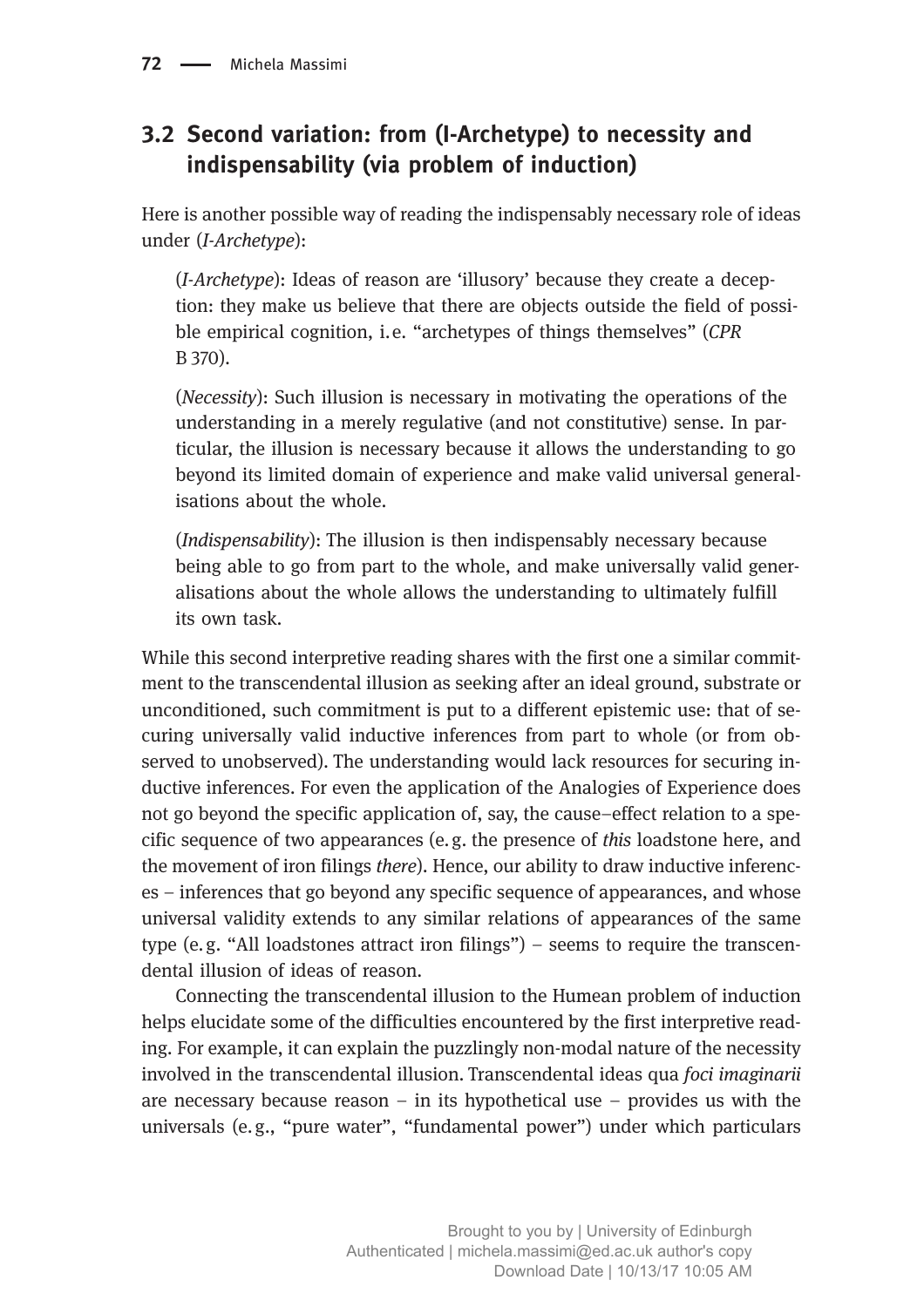## 3.2 Second variation: from (I-Archetype) to necessity and indispensability (via problem of induction)

Here is another possible way of reading the indispensably necessary role of ideas under (*I-Archetype*):

> (*I-Archetype*): Ideas of reason are 'illusory' because they create a deception: they make us believe that there are objects outside the field of possible empirical cognition, i.e. "archetypes of things themselves" (*CPR* B 370).
>
> (*Necessity*): Such illusion is necessary in motivating the operations of the understanding in a merely regulative (and not constitutive) sense. In particular, the illusion is necessary because it allows the understanding to go beyond its limited domain of experience and make valid universal generalisations about the whole.
>
> (*Indispensability*): The illusion is then indispensably necessary because being able to go from part to the whole, and make universally valid generalisations about the whole allows the understanding to ultimately fulfill its own task.

While this second interpretive reading shares with the first one a similar commitment to the transcendental illusion as seeking after an ideal ground, substrate or unconditioned, such commitment is put to a different epistemic use: that of securing universally valid inductive inferences from part to whole (or from observed to unobserved). The understanding would lack resources for securing inductive inferences. For even the application of the Analogies of Experience does not go beyond the specific application of, say, the cause–effect relation to a specific sequence of two appearances (e.g. the presence of *this* loadstone here, and the movement of iron filings *there*). Hence, our ability to draw inductive inferences – inferences that go beyond any specific sequence of appearances, and whose universal validity extends to any similar relations of appearances of the same type (e.g. "All loadstones attract iron filings") – seems to require the transcendental illusion of ideas of reason.

Connecting the transcendental illusion to the Humean problem of induction helps elucidate some of the difficulties encountered by the first interpretive reading. For example, it can explain the puzzlingly non-modal nature of the necessity involved in the transcendental illusion. Transcendental ideas qua *foci imaginarii* are necessary because reason – in its hypothetical use – provides us with the universals (e.g., "pure water", "fundamental power") under which particulars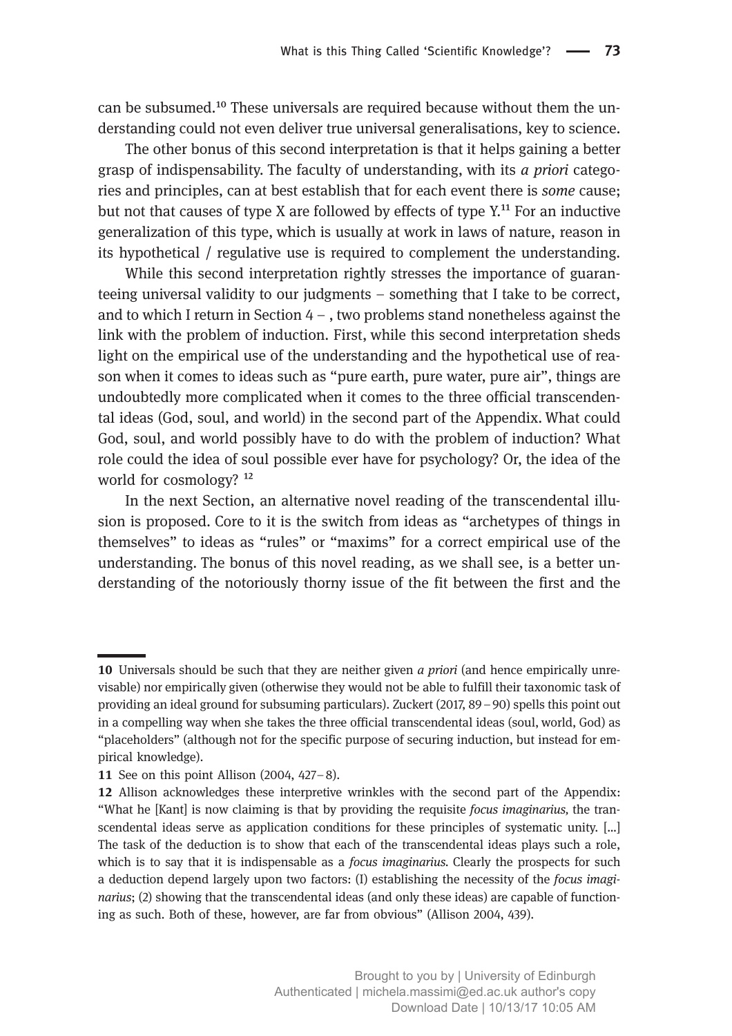can be subsumed.[10] These universals are required because without them the understanding could not even deliver true universal generalisations, key to science.

The other bonus of this second interpretation is that it helps gaining a better grasp of indispensability. The faculty of understanding, with its *a priori* categories and principles, can at best establish that for each event there is *some* cause; but not that causes of type X are followed by effects of type Y.[11] For an inductive generalization of this type, which is usually at work in laws of nature, reason in its hypothetical / regulative use is required to complement the understanding.

While this second interpretation rightly stresses the importance of guaranteeing universal validity to our judgments – something that I take to be correct, and to which I return in Section 4 – , two problems stand nonetheless against the link with the problem of induction. First, while this second interpretation sheds light on the empirical use of the understanding and the hypothetical use of reason when it comes to ideas such as "pure earth, pure water, pure air", things are undoubtedly more complicated when it comes to the three official transcendental ideas (God, soul, and world) in the second part of the Appendix. What could God, soul, and world possibly have to do with the problem of induction? What role could the idea of soul possible ever have for psychology? Or, the idea of the world for cosmology? [12]

In the next Section, an alternative novel reading of the transcendental illusion is proposed. Core to it is the switch from ideas as "archetypes of things in themselves" to ideas as "rules" or "maxims" for a correct empirical use of the understanding. The bonus of this novel reading, as we shall see, is a better understanding of the notoriously thorny issue of the fit between the first and the

---

**10** Universals should be such that they are neither given *a priori* (and hence empirically unrevisable) nor empirically given (otherwise they would not be able to fulfill their taxonomic task of providing an ideal ground for subsuming particulars). Zuckert (2017, 89 – 90) spells this point out in a compelling way when she takes the three official transcendental ideas (soul, world, God) as "placeholders" (although not for the specific purpose of securing induction, but instead for empirical knowledge).

**11** See on this point Allison (2004, 427 – 8).

**12** Allison acknowledges these interpretive wrinkles with the second part of the Appendix: "What he [Kant] is now claiming is that by providing the requisite *focus imaginarius,* the transcendental ideas serve as application conditions for these principles of systematic unity. [...] The task of the deduction is to show that each of the transcendental ideas plays such a role, which is to say that it is indispensable as a *focus imaginarius.* Clearly the prospects for such a deduction depend largely upon two factors: (I) establishing the necessity of the *focus imaginarius*; (2) showing that the transcendental ideas (and only these ideas) are capable of functioning as such. Both of these, however, are far from obvious" (Allison 2004, 439).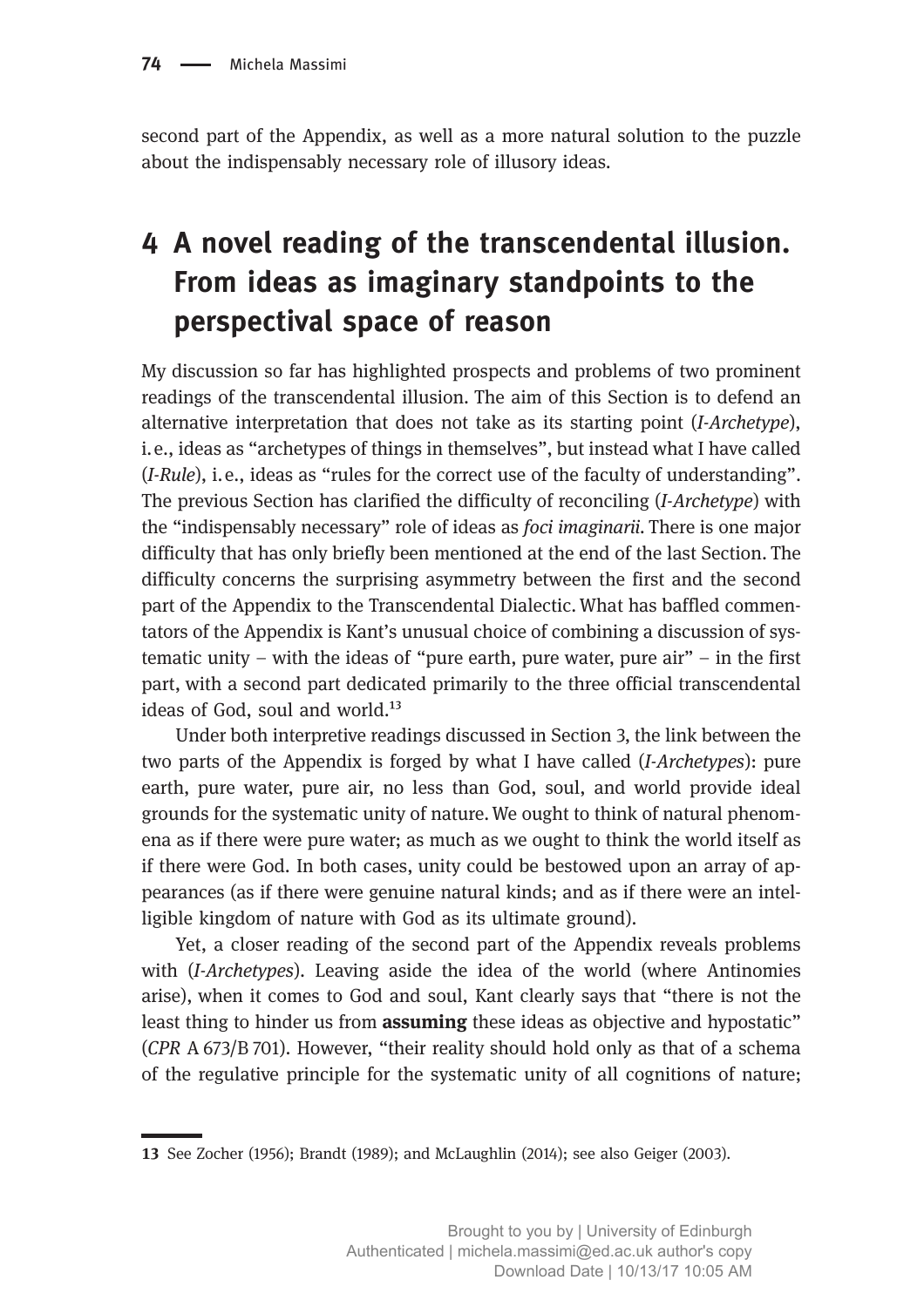second part of the Appendix, as well as a more natural solution to the puzzle about the indispensably necessary role of illusory ideas.

## 4 A novel reading of the transcendental illusion. From ideas as imaginary standpoints to the perspectival space of reason

My discussion so far has highlighted prospects and problems of two prominent readings of the transcendental illusion. The aim of this Section is to defend an alternative interpretation that does not take as its starting point (*I-Archetype*), i.e., ideas as "archetypes of things in themselves", but instead what I have called (*I-Rule*), i.e., ideas as "rules for the correct use of the faculty of understanding". The previous Section has clarified the difficulty of reconciling (*I-Archetype*) with the "indispensably necessary" role of ideas as *foci imaginarii*. There is one major difficulty that has only briefly been mentioned at the end of the last Section. The difficulty concerns the surprising asymmetry between the first and the second part of the Appendix to the Transcendental Dialectic. What has baffled commentators of the Appendix is Kant's unusual choice of combining a discussion of systematic unity – with the ideas of "pure earth, pure water, pure air" – in the first part, with a second part dedicated primarily to the three official transcendental ideas of God, soul and world.[13]

Under both interpretive readings discussed in Section 3, the link between the two parts of the Appendix is forged by what I have called (*I-Archetypes*): pure earth, pure water, pure air, no less than God, soul, and world provide ideal grounds for the systematic unity of nature. We ought to think of natural phenomena as if there were pure water; as much as we ought to think the world itself as if there were God. In both cases, unity could be bestowed upon an array of appearances (as if there were genuine natural kinds; and as if there were an intelligible kingdom of nature with God as its ultimate ground).

Yet, a closer reading of the second part of the Appendix reveals problems with (*I-Archetypes*). Leaving aside the idea of the world (where Antinomies arise), when it comes to God and soul, Kant clearly says that "there is not the least thing to hinder us from **assuming** these ideas as objective and hypostatic" (*CPR* A 673/B 701). However, "their reality should hold only as that of a schema of the regulative principle for the systematic unity of all cognitions of nature;

[13] See Zocher (1956); Brandt (1989); and McLaughlin (2014); see also Geiger (2003).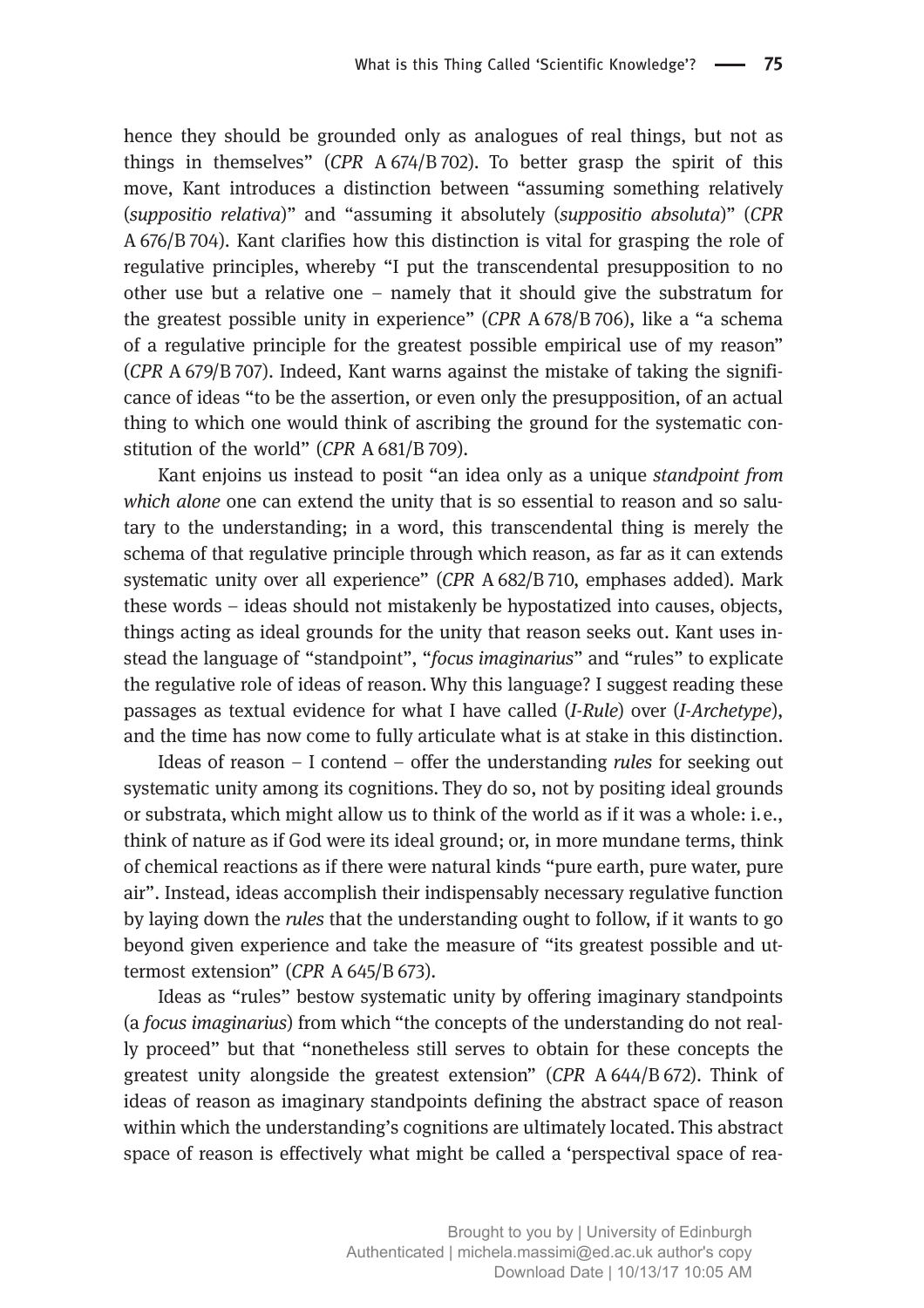hence they should be grounded only as analogues of real things, but not as things in themselves" (*CPR* A 674/B 702). To better grasp the spirit of this move, Kant introduces a distinction between "assuming something relatively (*suppositio relativa*)" and "assuming it absolutely (*suppositio absoluta*)" (*CPR* A 676/B 704). Kant clarifies how this distinction is vital for grasping the role of regulative principles, whereby "I put the transcendental presupposition to no other use but a relative one – namely that it should give the substratum for the greatest possible unity in experience" (*CPR* A 678/B 706), like a "a schema of a regulative principle for the greatest possible empirical use of my reason" (*CPR* A 679/B 707). Indeed, Kant warns against the mistake of taking the significance of ideas "to be the assertion, or even only the presupposition, of an actual thing to which one would think of ascribing the ground for the systematic constitution of the world" (*CPR* A 681/B 709).

Kant enjoins us instead to posit "an idea only as a unique *standpoint from which alone* one can extend the unity that is so essential to reason and so salutary to the understanding; in a word, this transcendental thing is merely the schema of that regulative principle through which reason, as far as it can extends systematic unity over all experience" (*CPR* A 682/B 710, emphases added). Mark these words – ideas should not mistakenly be hypostatized into causes, objects, things acting as ideal grounds for the unity that reason seeks out. Kant uses instead the language of "standpoint", "*focus imaginarius*" and "rules" to explicate the regulative role of ideas of reason. Why this language? I suggest reading these passages as textual evidence for what I have called (*I-Rule*) over (*I-Archetype*), and the time has now come to fully articulate what is at stake in this distinction.

Ideas of reason – I contend – offer the understanding *rules* for seeking out systematic unity among its cognitions. They do so, not by positing ideal grounds or substrata, which might allow us to think of the world as if it was a whole: i.e., think of nature as if God were its ideal ground; or, in more mundane terms, think of chemical reactions as if there were natural kinds "pure earth, pure water, pure air". Instead, ideas accomplish their indispensably necessary regulative function by laying down the *rules* that the understanding ought to follow, if it wants to go beyond given experience and take the measure of "its greatest possible and uttermost extension" (*CPR* A 645/B 673).

Ideas as "rules" bestow systematic unity by offering imaginary standpoints (a *focus imaginarius*) from which "the concepts of the understanding do not really proceed" but that "nonetheless still serves to obtain for these concepts the greatest unity alongside the greatest extension" (*CPR* A 644/B 672). Think of ideas of reason as imaginary standpoints defining the abstract space of reason within which the understanding's cognitions are ultimately located. This abstract space of reason is effectively what might be called a 'perspectival space of rea-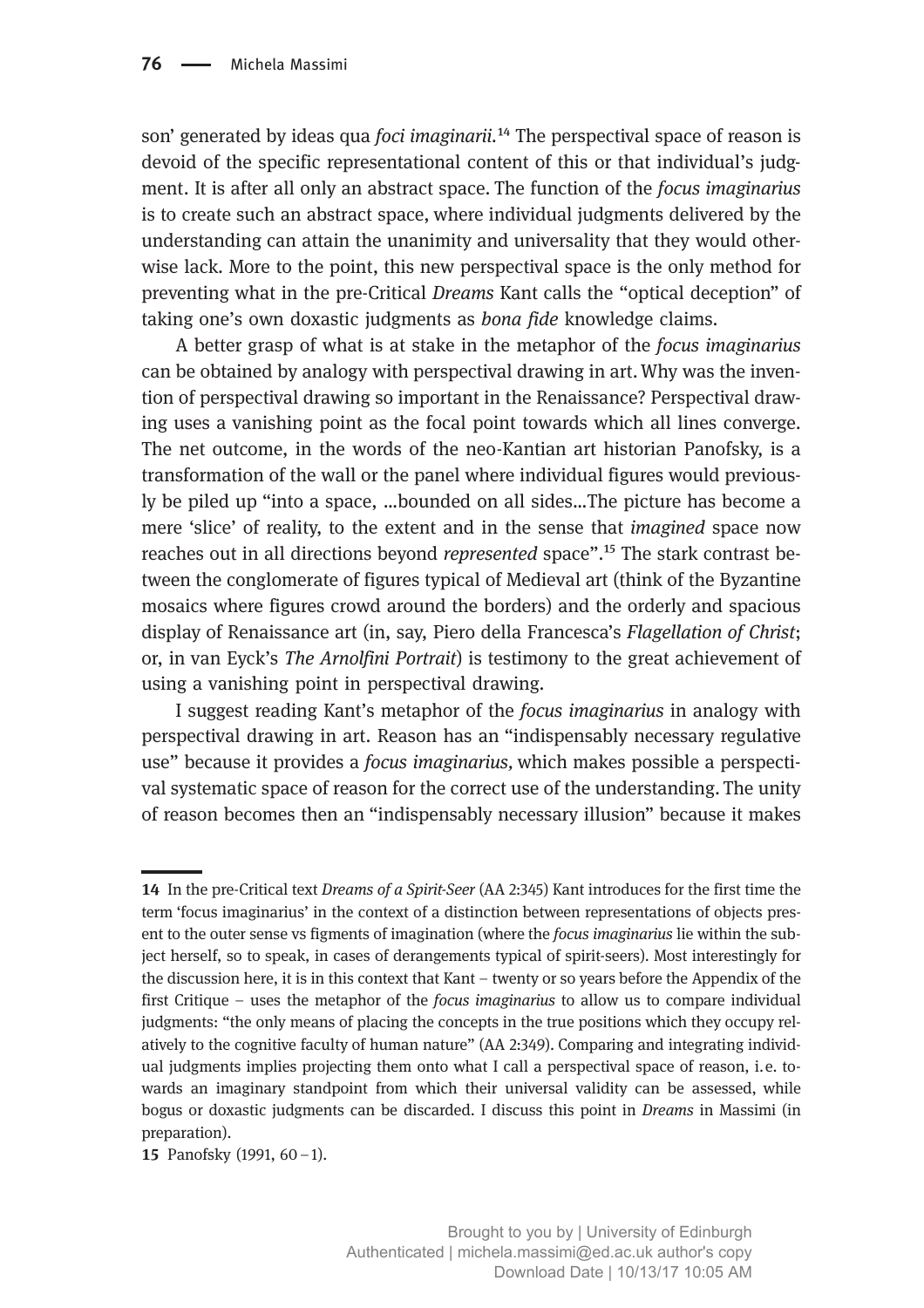son' generated by ideas qua *foci imaginarii*.[14] The perspectival space of reason is devoid of the specific representational content of this or that individual's judgment. It is after all only an abstract space. The function of the *focus imaginarius* is to create such an abstract space, where individual judgments delivered by the understanding can attain the unanimity and universality that they would otherwise lack. More to the point, this new perspectival space is the only method for preventing what in the pre-Critical *Dreams* Kant calls the "optical deception" of taking one's own doxastic judgments as *bona fide* knowledge claims.

A better grasp of what is at stake in the metaphor of the *focus imaginarius* can be obtained by analogy with perspectival drawing in art. Why was the invention of perspectival drawing so important in the Renaissance? Perspectival drawing uses a vanishing point as the focal point towards which all lines converge. The net outcome, in the words of the neo-Kantian art historian Panofsky, is a transformation of the wall or the panel where individual figures would previously be piled up "into a space, …bounded on all sides…The picture has become a mere 'slice' of reality, to the extent and in the sense that *imagined* space now reaches out in all directions beyond *represented* space".[15] The stark contrast between the conglomerate of figures typical of Medieval art (think of the Byzantine mosaics where figures crowd around the borders) and the orderly and spacious display of Renaissance art (in, say, Piero della Francesca's *Flagellation of Christ*; or, in van Eyck's *The Arnolfini Portrait*) is testimony to the great achievement of using a vanishing point in perspectival drawing.

I suggest reading Kant's metaphor of the *focus imaginarius* in analogy with perspectival drawing in art. Reason has an "indispensably necessary regulative use" because it provides a *focus imaginarius,* which makes possible a perspectival systematic space of reason for the correct use of the understanding. The unity of reason becomes then an "indispensably necessary illusion" because it makes

---

**14** In the pre-Critical text *Dreams of a Spirit-Seer* (AA 2:345) Kant introduces for the first time the term 'focus imaginarius' in the context of a distinction between representations of objects present to the outer sense vs figments of imagination (where the *focus imaginarius* lie within the subject herself, so to speak, in cases of derangements typical of spirit-seers). Most interestingly for the discussion here, it is in this context that Kant – twenty or so years before the Appendix of the first Critique – uses the metaphor of the *focus imaginarius* to allow us to compare individual judgments: "the only means of placing the concepts in the true positions which they occupy relatively to the cognitive faculty of human nature" (AA 2:349). Comparing and integrating individual judgments implies projecting them onto what I call a perspectival space of reason, i.e. towards an imaginary standpoint from which their universal validity can be assessed, while bogus or doxastic judgments can be discarded. I discuss this point in *Dreams* in Massimi (in preparation).

**15** Panofsky (1991, 60 – 1).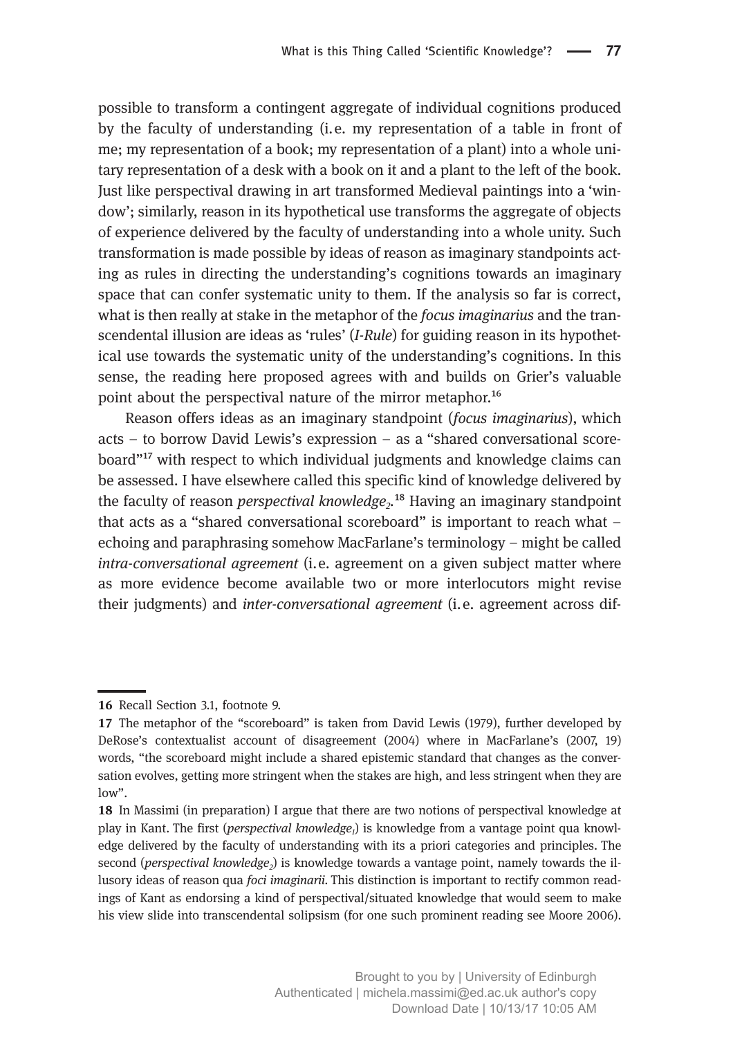possible to transform a contingent aggregate of individual cognitions produced by the faculty of understanding (i.e. my representation of a table in front of me; my representation of a book; my representation of a plant) into a whole unitary representation of a desk with a book on it and a plant to the left of the book. Just like perspectival drawing in art transformed Medieval paintings into a 'window'; similarly, reason in its hypothetical use transforms the aggregate of objects of experience delivered by the faculty of understanding into a whole unity. Such transformation is made possible by ideas of reason as imaginary standpoints acting as rules in directing the understanding's cognitions towards an imaginary space that can confer systematic unity to them. If the analysis so far is correct, what is then really at stake in the metaphor of the *focus imaginarius* and the transcendental illusion are ideas as 'rules' (*I-Rule*) for guiding reason in its hypothetical use towards the systematic unity of the understanding's cognitions. In this sense, the reading here proposed agrees with and builds on Grier's valuable point about the perspectival nature of the mirror metaphor.[16]

Reason offers ideas as an imaginary standpoint (*focus imaginarius*), which acts – to borrow David Lewis's expression – as a "shared conversational scoreboard"[17] with respect to which individual judgments and knowledge claims can be assessed. I have elsewhere called this specific kind of knowledge delivered by the faculty of reason *perspectival knowledge$_2$*.[18] Having an imaginary standpoint that acts as a "shared conversational scoreboard" is important to reach what – echoing and paraphrasing somehow MacFarlane's terminology – might be called *intra-conversational agreement* (i.e. agreement on a given subject matter where as more evidence become available two or more interlocutors might revise their judgments) and *inter-conversational agreement* (i.e. agreement across dif-

---

**16** Recall Section 3.1, footnote 9.

**17** The metaphor of the "scoreboard" is taken from David Lewis (1979), further developed by DeRose's contextualist account of disagreement (2004) where in MacFarlane's (2007, 19) words, "the scoreboard might include a shared epistemic standard that changes as the conversation evolves, getting more stringent when the stakes are high, and less stringent when they are low".

**18** In Massimi (in preparation) I argue that there are two notions of perspectival knowledge at play in Kant. The first (*perspectival knowledge$_1$*) is knowledge from a vantage point qua knowledge delivered by the faculty of understanding with its a priori categories and principles. The second (*perspectival knowledge$_2$*) is knowledge towards a vantage point, namely towards the illusory ideas of reason qua *foci imaginarii*. This distinction is important to rectify common readings of Kant as endorsing a kind of perspectival/situated knowledge that would seem to make his view slide into transcendental solipsism (for one such prominent reading see Moore 2006).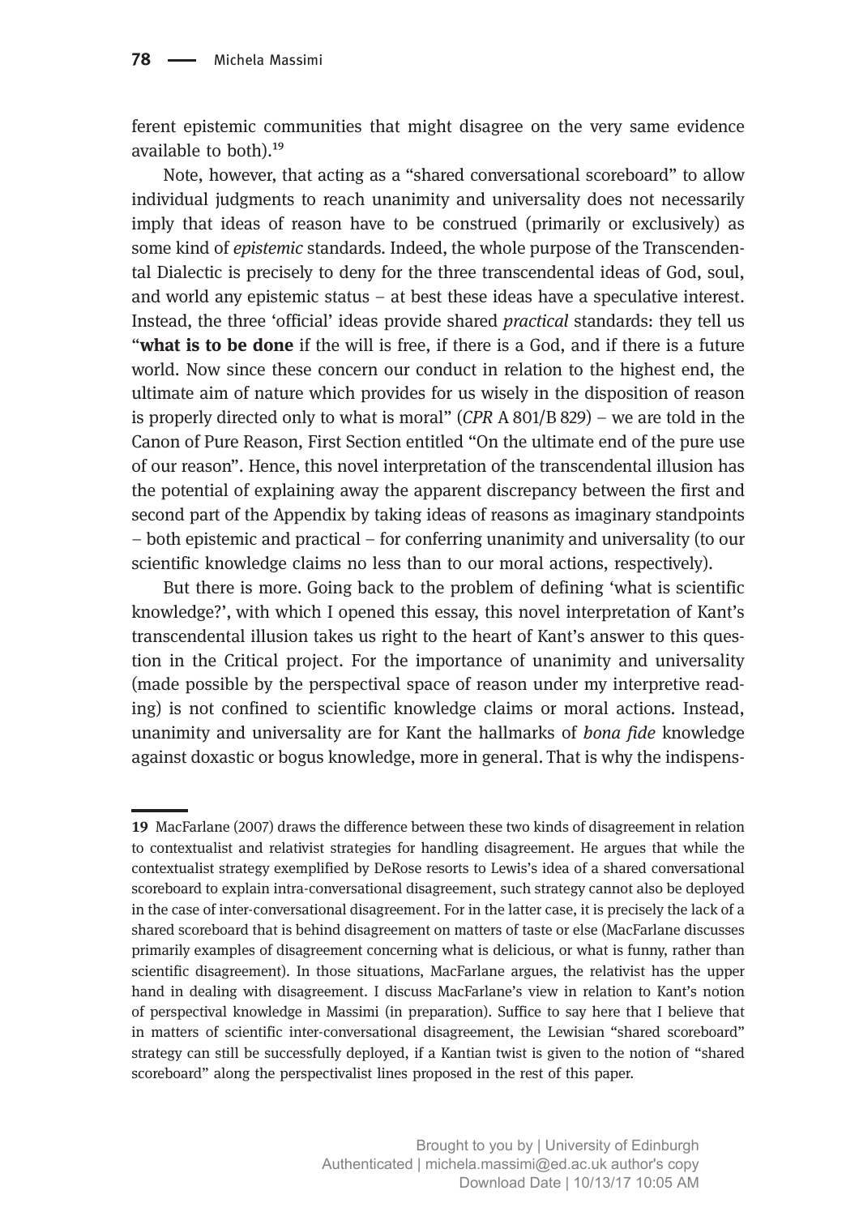ferent epistemic communities that might disagree on the very same evidence available to both).[19]

Note, however, that acting as a "shared conversational scoreboard" to allow individual judgments to reach unanimity and universality does not necessarily imply that ideas of reason have to be construed (primarily or exclusively) as some kind of *epistemic* standards. Indeed, the whole purpose of the Transcendental Dialectic is precisely to deny for the three transcendental ideas of God, soul, and world any epistemic status – at best these ideas have a speculative interest. Instead, the three 'official' ideas provide shared *practical* standards: they tell us "**what is to be done** if the will is free, if there is a God, and if there is a future world. Now since these concern our conduct in relation to the highest end, the ultimate aim of nature which provides for us wisely in the disposition of reason is properly directed only to what is moral" (*CPR* A 801/B 829) – we are told in the Canon of Pure Reason, First Section entitled "On the ultimate end of the pure use of our reason". Hence, this novel interpretation of the transcendental illusion has the potential of explaining away the apparent discrepancy between the first and second part of the Appendix by taking ideas of reasons as imaginary standpoints – both epistemic and practical – for conferring unanimity and universality (to our scientific knowledge claims no less than to our moral actions, respectively).

But there is more. Going back to the problem of defining 'what is scientific knowledge?', with which I opened this essay, this novel interpretation of Kant's transcendental illusion takes us right to the heart of Kant's answer to this question in the Critical project. For the importance of unanimity and universality (made possible by the perspectival space of reason under my interpretive reading) is not confined to scientific knowledge claims or moral actions. Instead, unanimity and universality are for Kant the hallmarks of *bona fide* knowledge against doxastic or bogus knowledge, more in general. That is why the indispens-

---

**19** MacFarlane (2007) draws the difference between these two kinds of disagreement in relation to contextualist and relativist strategies for handling disagreement. He argues that while the contextualist strategy exemplified by DeRose resorts to Lewis's idea of a shared conversational scoreboard to explain intra-conversational disagreement, such strategy cannot also be deployed in the case of inter-conversational disagreement. For in the latter case, it is precisely the lack of a shared scoreboard that is behind disagreement on matters of taste or else (MacFarlane discusses primarily examples of disagreement concerning what is delicious, or what is funny, rather than scientific disagreement). In those situations, MacFarlane argues, the relativist has the upper hand in dealing with disagreement. I discuss MacFarlane's view in relation to Kant's notion of perspectival knowledge in Massimi (in preparation). Suffice to say here that I believe that in matters of scientific inter-conversational disagreement, the Lewisian "shared scoreboard" strategy can still be successfully deployed, if a Kantian twist is given to the notion of "shared scoreboard" along the perspectivalist lines proposed in the rest of this paper.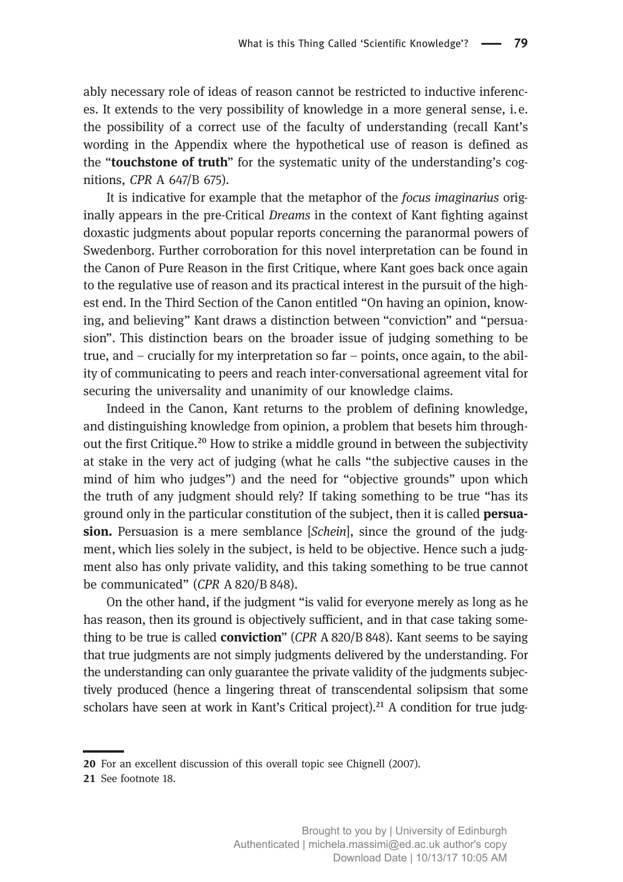ably necessary role of ideas of reason cannot be restricted to inductive inferences. It extends to the very possibility of knowledge in a more general sense, i.e. the possibility of a correct use of the faculty of understanding (recall Kant's wording in the Appendix where the hypothetical use of reason is defined as the "**touchstone of truth**" for the systematic unity of the understanding's cognitions, *CPR* A 647/B 675).

It is indicative for example that the metaphor of the *focus imaginarius* originally appears in the pre-Critical *Dreams* in the context of Kant fighting against doxastic judgments about popular reports concerning the paranormal powers of Swedenborg. Further corroboration for this novel interpretation can be found in the Canon of Pure Reason in the first Critique, where Kant goes back once again to the regulative use of reason and its practical interest in the pursuit of the highest end. In the Third Section of the Canon entitled "On having an opinion, knowing, and believing" Kant draws a distinction between "conviction" and "persuasion". This distinction bears on the broader issue of judging something to be true, and – crucially for my interpretation so far – points, once again, to the ability of communicating to peers and reach inter-conversational agreement vital for securing the universality and unanimity of our knowledge claims.

Indeed in the Canon, Kant returns to the problem of defining knowledge, and distinguishing knowledge from opinion, a problem that besets him throughout the first Critique.[20] How to strike a middle ground in between the subjectivity at stake in the very act of judging (what he calls "the subjective causes in the mind of him who judges") and the need for "objective grounds" upon which the truth of any judgment should rely? If taking something to be true "has its ground only in the particular constitution of the subject, then it is called **persuasion.** Persuasion is a mere semblance [*Schein*], since the ground of the judgment, which lies solely in the subject, is held to be objective. Hence such a judgment also has only private validity, and this taking something to be true cannot be communicated" (*CPR* A 820/B 848).

On the other hand, if the judgment "is valid for everyone merely as long as he has reason, then its ground is objectively sufficient, and in that case taking something to be true is called **conviction**" (*CPR* A 820/B 848). Kant seems to be saying that true judgments are not simply judgments delivered by the understanding. For the understanding can only guarantee the private validity of the judgments subjectively produced (hence a lingering threat of transcendental solipsism that some scholars have seen at work in Kant's Critical project).[21] A condition for true judg-

**20** For an excellent discussion of this overall topic see Chignell (2007).

**21** See footnote 18.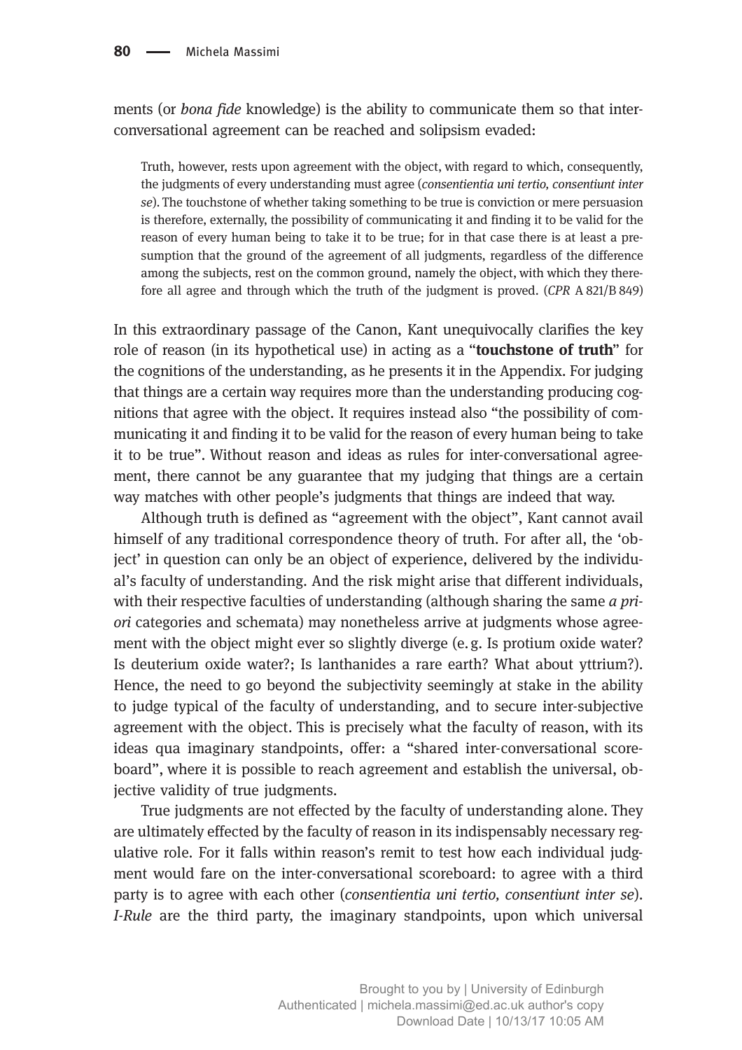ments (or *bona fide* knowledge) is the ability to communicate them so that inter-conversational agreement can be reached and solipsism evaded:

> Truth, however, rests upon agreement with the object, with regard to which, consequently, the judgments of every understanding must agree (*consentientia uni tertio, consentiunt inter se*). The touchstone of whether taking something to be true is conviction or mere persuasion is therefore, externally, the possibility of communicating it and finding it to be valid for the reason of every human being to take it to be true; for in that case there is at least a presumption that the ground of the agreement of all judgments, regardless of the difference among the subjects, rest on the common ground, namely the object, with which they therefore all agree and through which the truth of the judgment is proved. (*CPR* A 821/B 849)

In this extraordinary passage of the Canon, Kant unequivocally clarifies the key role of reason (in its hypothetical use) in acting as a "**touchstone of truth**" for the cognitions of the understanding, as he presents it in the Appendix. For judging that things are a certain way requires more than the understanding producing cognitions that agree with the object. It requires instead also "the possibility of communicating it and finding it to be valid for the reason of every human being to take it to be true". Without reason and ideas as rules for inter-conversational agreement, there cannot be any guarantee that my judging that things are a certain way matches with other people's judgments that things are indeed that way.

Although truth is defined as "agreement with the object", Kant cannot avail himself of any traditional correspondence theory of truth. For after all, the 'object' in question can only be an object of experience, delivered by the individual's faculty of understanding. And the risk might arise that different individuals, with their respective faculties of understanding (although sharing the same *a priori* categories and schemata) may nonetheless arrive at judgments whose agreement with the object might ever so slightly diverge (e. g. Is protium oxide water? Is deuterium oxide water?; Is lanthanides a rare earth? What about yttrium?). Hence, the need to go beyond the subjectivity seemingly at stake in the ability to judge typical of the faculty of understanding, and to secure inter-subjective agreement with the object. This is precisely what the faculty of reason, with its ideas qua imaginary standpoints, offer: a "shared inter-conversational scoreboard", where it is possible to reach agreement and establish the universal, objective validity of true judgments.

True judgments are not effected by the faculty of understanding alone. They are ultimately effected by the faculty of reason in its indispensably necessary regulative role. For it falls within reason's remit to test how each individual judgment would fare on the inter-conversational scoreboard: to agree with a third party is to agree with each other (*consentientia uni tertio, consentiunt inter se*). *I-Rule* are the third party, the imaginary standpoints, upon which universal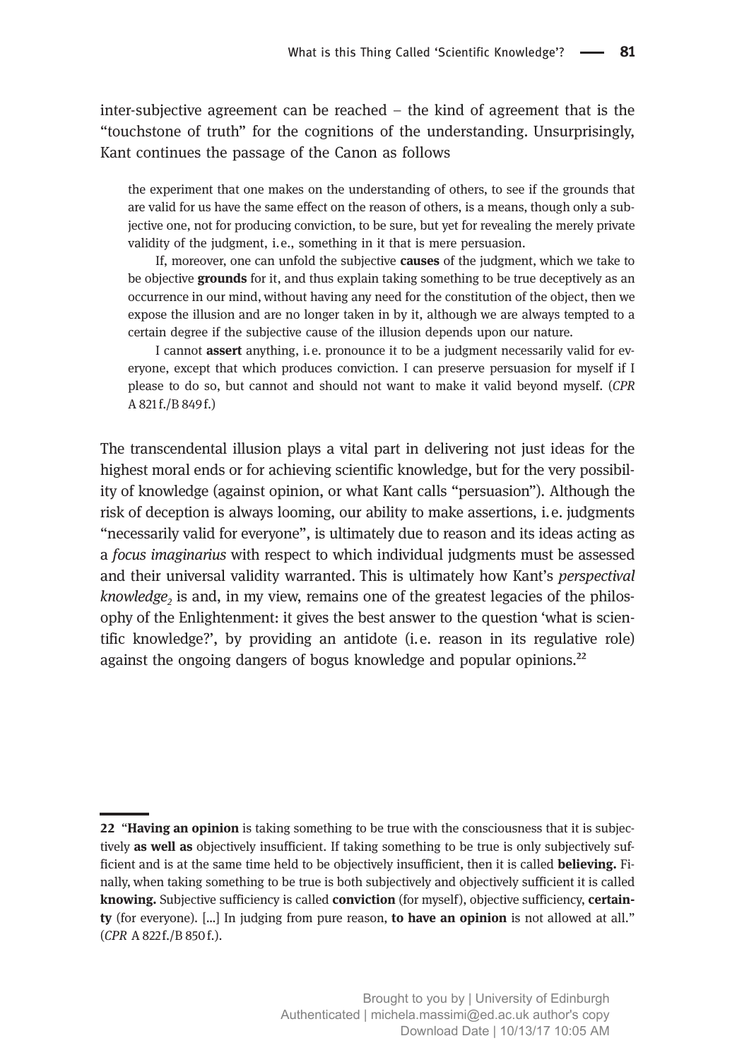inter-subjective agreement can be reached – the kind of agreement that is the "touchstone of truth" for the cognitions of the understanding. Unsurprisingly, Kant continues the passage of the Canon as follows

> the experiment that one makes on the understanding of others, to see if the grounds that are valid for us have the same effect on the reason of others, is a means, though only a subjective one, not for producing conviction, to be sure, but yet for revealing the merely private validity of the judgment, i.e., something in it that is mere persuasion.
>
> If, moreover, one can unfold the subjective **causes** of the judgment, which we take to be objective **grounds** for it, and thus explain taking something to be true deceptively as an occurrence in our mind, without having any need for the constitution of the object, then we expose the illusion and are no longer taken in by it, although we are always tempted to a certain degree if the subjective cause of the illusion depends upon our nature.
>
> I cannot **assert** anything, i.e. pronounce it to be a judgment necessarily valid for everyone, except that which produces conviction. I can preserve persuasion for myself if I please to do so, but cannot and should not want to make it valid beyond myself. (*CPR* A 821 f./B 849 f.)

The transcendental illusion plays a vital part in delivering not just ideas for the highest moral ends or for achieving scientific knowledge, but for the very possibility of knowledge (against opinion, or what Kant calls "persuasion"). Although the risk of deception is always looming, our ability to make assertions, i.e. judgments "necessarily valid for everyone", is ultimately due to reason and its ideas acting as a *focus imaginarius* with respect to which individual judgments must be assessed and their universal validity warranted. This is ultimately how Kant's *perspectival knowledge$_2$* is and, in my view, remains one of the greatest legacies of the philosophy of the Enlightenment: it gives the best answer to the question 'what is scientific knowledge?', by providing an antidote (i.e. reason in its regulative role) against the ongoing dangers of bogus knowledge and popular opinions.[22]

---

22 "**Having an opinion** is taking something to be true with the consciousness that it is subjectively **as well as** objectively insufficient. If taking something to be true is only subjectively sufficient and is at the same time held to be objectively insufficient, then it is called **believing.** Finally, when taking something to be true is both subjectively and objectively sufficient it is called **knowing.** Subjective sufficiency is called **conviction** (for myself), objective sufficiency, **certainty** (for everyone). [...] In judging from pure reason, **to have an opinion** is not allowed at all." (*CPR* A 822 f./B 850 f.).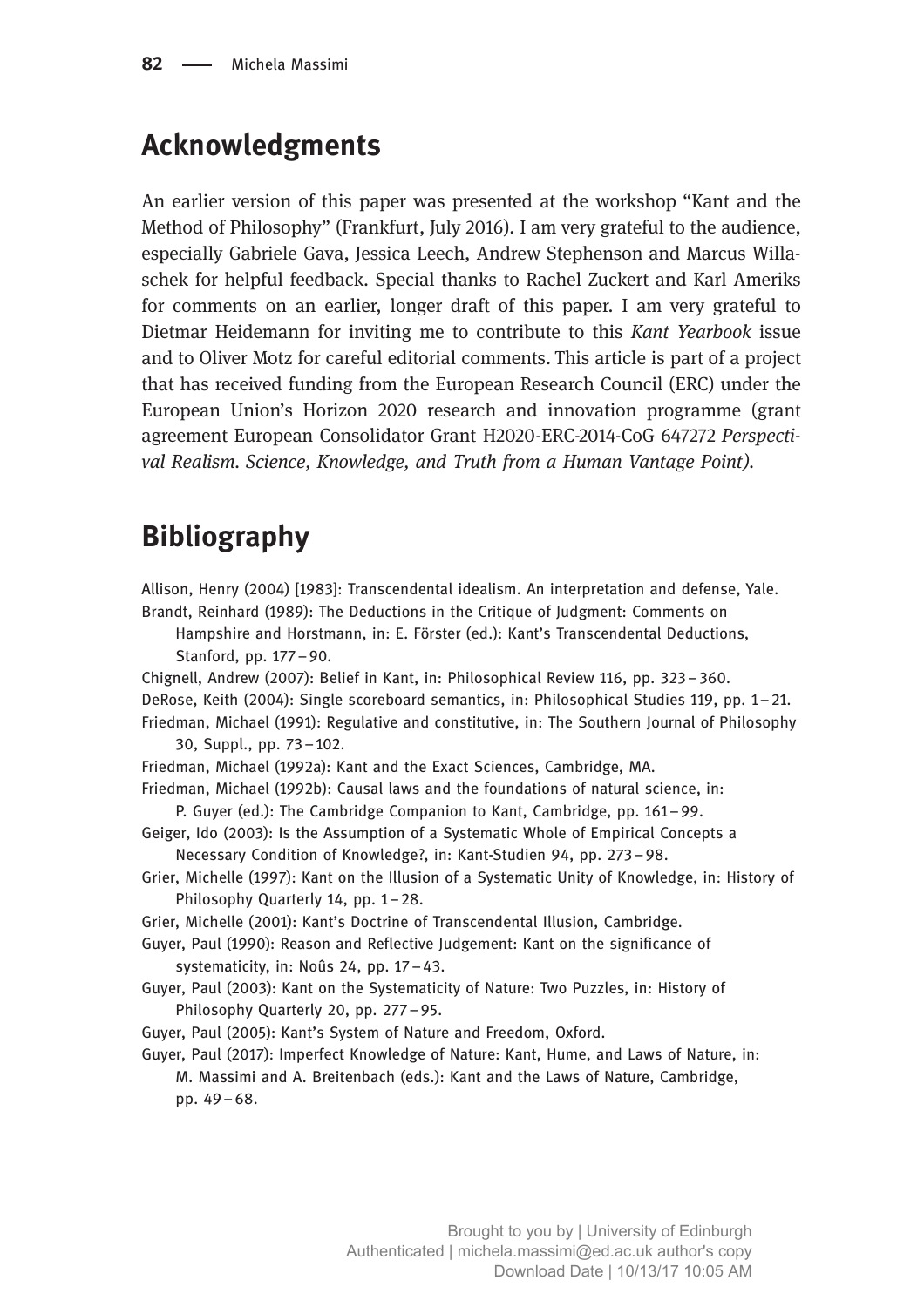## Acknowledgments

An earlier version of this paper was presented at the workshop "Kant and the Method of Philosophy" (Frankfurt, July 2016). I am very grateful to the audience, especially Gabriele Gava, Jessica Leech, Andrew Stephenson and Marcus Willaschek for helpful feedback. Special thanks to Rachel Zuckert and Karl Ameriks for comments on an earlier, longer draft of this paper. I am very grateful to Dietmar Heidemann for inviting me to contribute to this *Kant Yearbook* issue and to Oliver Motz for careful editorial comments. This article is part of a project that has received funding from the European Research Council (ERC) under the European Union's Horizon 2020 research and innovation programme (grant agreement European Consolidator Grant H2020-ERC-2014-CoG 647272 *Perspectival Realism. Science, Knowledge, and Truth from a Human Vantage Point)*.

## Bibliography

Allison, Henry (2004) [1983]: Transcendental idealism. An interpretation and defense, Yale.

Brandt, Reinhard (1989): The Deductions in the Critique of Judgment: Comments on Hampshire and Horstmann, in: E. Förster (ed.): Kant's Transcendental Deductions, Stanford, pp. 177–90.

Chignell, Andrew (2007): Belief in Kant, in: Philosophical Review 116, pp. 323–360.

DeRose, Keith (2004): Single scoreboard semantics, in: Philosophical Studies 119, pp. 1–21.

Friedman, Michael (1991): Regulative and constitutive, in: The Southern Journal of Philosophy 30, Suppl., pp. 73–102.

Friedman, Michael (1992a): Kant and the Exact Sciences, Cambridge, MA.

Friedman, Michael (1992b): Causal laws and the foundations of natural science, in: P. Guyer (ed.): The Cambridge Companion to Kant, Cambridge, pp. 161–99.

Geiger, Ido (2003): Is the Assumption of a Systematic Whole of Empirical Concepts a Necessary Condition of Knowledge?, in: Kant-Studien 94, pp. 273–98.

Grier, Michelle (1997): Kant on the Illusion of a Systematic Unity of Knowledge, in: History of Philosophy Quarterly 14, pp. 1–28.

Grier, Michelle (2001): Kant's Doctrine of Transcendental Illusion, Cambridge.

Guyer, Paul (1990): Reason and Reflective Judgement: Kant on the significance of systematicity, in: Noûs 24, pp. 17–43.

Guyer, Paul (2003): Kant on the Systematicity of Nature: Two Puzzles, in: History of Philosophy Quarterly 20, pp. 277–95.

Guyer, Paul (2005): Kant's System of Nature and Freedom, Oxford.

Guyer, Paul (2017): Imperfect Knowledge of Nature: Kant, Hume, and Laws of Nature, in: M. Massimi and A. Breitenbach (eds.): Kant and the Laws of Nature, Cambridge, pp. 49–68.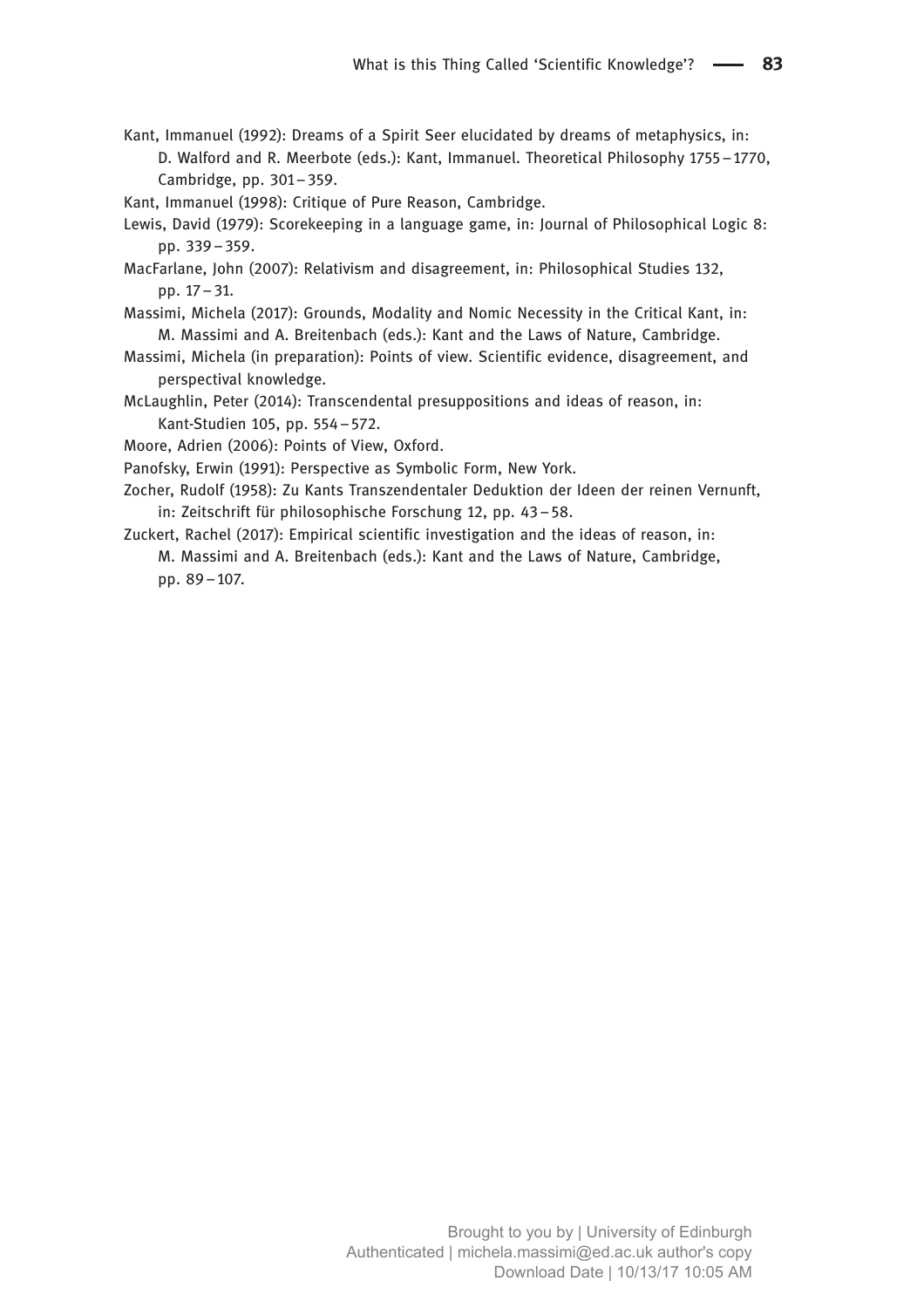Kant, Immanuel (1992): Dreams of a Spirit Seer elucidated by dreams of metaphysics, in: D. Walford and R. Meerbote (eds.): Kant, Immanuel. Theoretical Philosophy 1755 – 1770, Cambridge, pp. 301 – 359.

Kant, Immanuel (1998): Critique of Pure Reason, Cambridge.

Lewis, David (1979): Scorekeeping in a language game, in: Journal of Philosophical Logic 8: pp. 339 – 359.

MacFarlane, John (2007): Relativism and disagreement, in: Philosophical Studies 132, pp. 17 – 31.

Massimi, Michela (2017): Grounds, Modality and Nomic Necessity in the Critical Kant, in: M. Massimi and A. Breitenbach (eds.): Kant and the Laws of Nature, Cambridge.

Massimi, Michela (in preparation): Points of view. Scientific evidence, disagreement, and perspectival knowledge.

McLaughlin, Peter (2014): Transcendental presuppositions and ideas of reason, in: Kant-Studien 105, pp. 554 – 572.

Moore, Adrien (2006): Points of View, Oxford.

Panofsky, Erwin (1991): Perspective as Symbolic Form, New York.

Zocher, Rudolf (1958): Zu Kants Transzendentaler Deduktion der Ideen der reinen Vernunft, in: Zeitschrift für philosophische Forschung 12, pp. 43 – 58.

Zuckert, Rachel (2017): Empirical scientific investigation and the ideas of reason, in: M. Massimi and A. Breitenbach (eds.): Kant and the Laws of Nature, Cambridge, pp. 89 – 107.